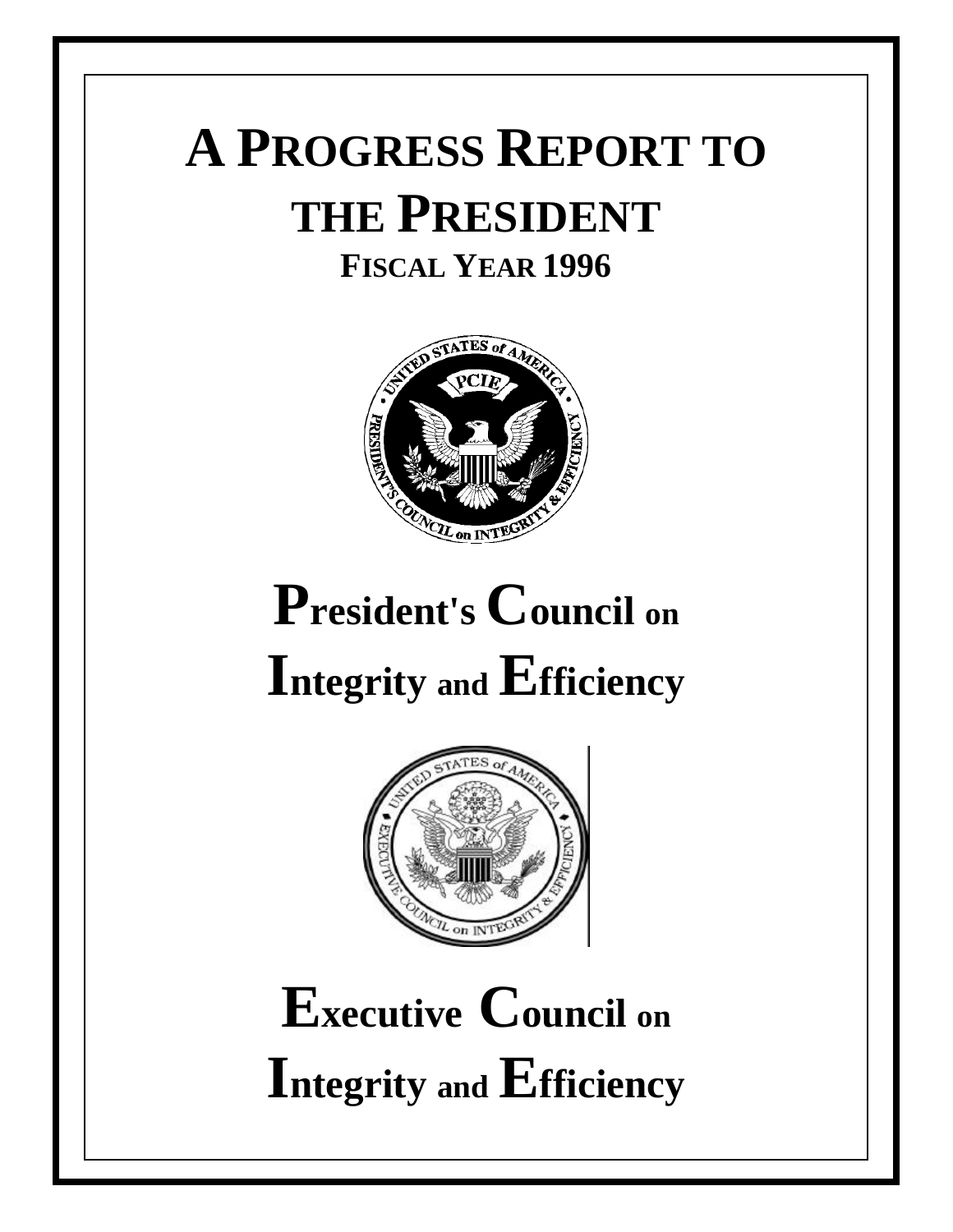# A PROGRESS REPORT TO THE PRESIDENT

## FISCAL YEAR 1996

# President's Council on Integrity and Efficiency

# Executive Council on Integrity and Efficiency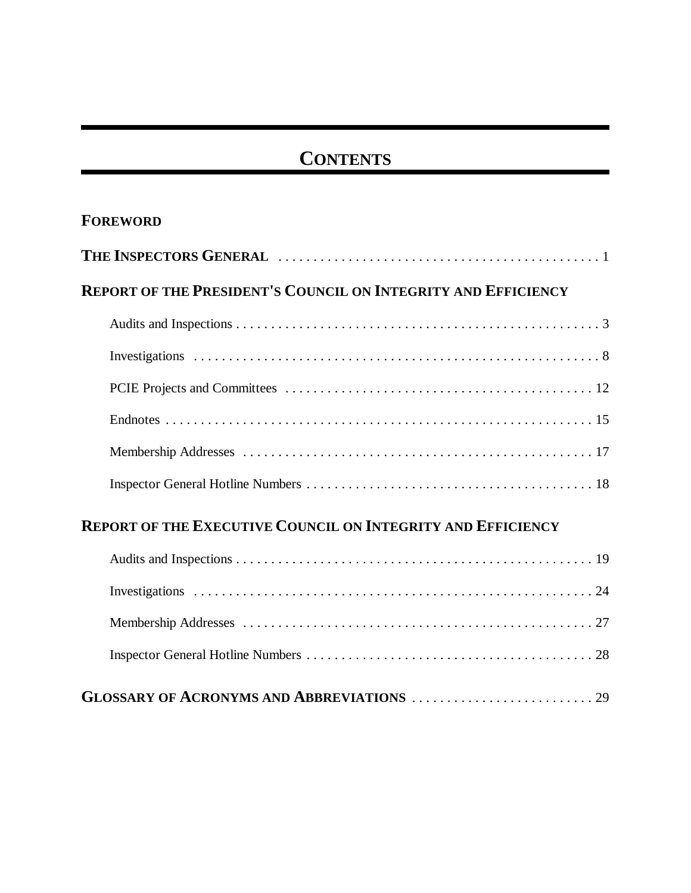# CONTENTS

**FOREWORD**

**THE INSPECTORS GENERAL** . . . . . . . . . . . . . . . . . . . . . . . . . . . . . . . . . . . . . . . . . . . . . 1

**REPORT OF THE PRESIDENT'S COUNCIL ON INTEGRITY AND EFFICIENCY**

- Audits and Inspections . . . . . . . . . . . . . . . . . . . . . . . . . . . . . . . . . . . . . . . . . . . . . . . . . . . . 3
- Investigations . . . . . . . . . . . . . . . . . . . . . . . . . . . . . . . . . . . . . . . . . . . . . . . . . . . . . . . . . . 8
- PCIE Projects and Committees . . . . . . . . . . . . . . . . . . . . . . . . . . . . . . . . . . . . . . . . . . . . 12
- Endnotes . . . . . . . . . . . . . . . . . . . . . . . . . . . . . . . . . . . . . . . . . . . . . . . . . . . . . . . . . . . . . 15
- Membership Addresses . . . . . . . . . . . . . . . . . . . . . . . . . . . . . . . . . . . . . . . . . . . . . . . . . . 17
- Inspector General Hotline Numbers . . . . . . . . . . . . . . . . . . . . . . . . . . . . . . . . . . . . . . . . . 18

**REPORT OF THE EXECUTIVE COUNCIL ON INTEGRITY AND EFFICIENCY**

- Audits and Inspections . . . . . . . . . . . . . . . . . . . . . . . . . . . . . . . . . . . . . . . . . . . . . . . . . . . 19
- Investigations . . . . . . . . . . . . . . . . . . . . . . . . . . . . . . . . . . . . . . . . . . . . . . . . . . . . . . . . . . 24
- Membership Addresses . . . . . . . . . . . . . . . . . . . . . . . . . . . . . . . . . . . . . . . . . . . . . . . . . . 27
- Inspector General Hotline Numbers . . . . . . . . . . . . . . . . . . . . . . . . . . . . . . . . . . . . . . . . . 28

**GLOSSARY OF ACRONYMS AND ABBREVIATIONS** . . . . . . . . . . . . . . . . . . . . . . . . . . 29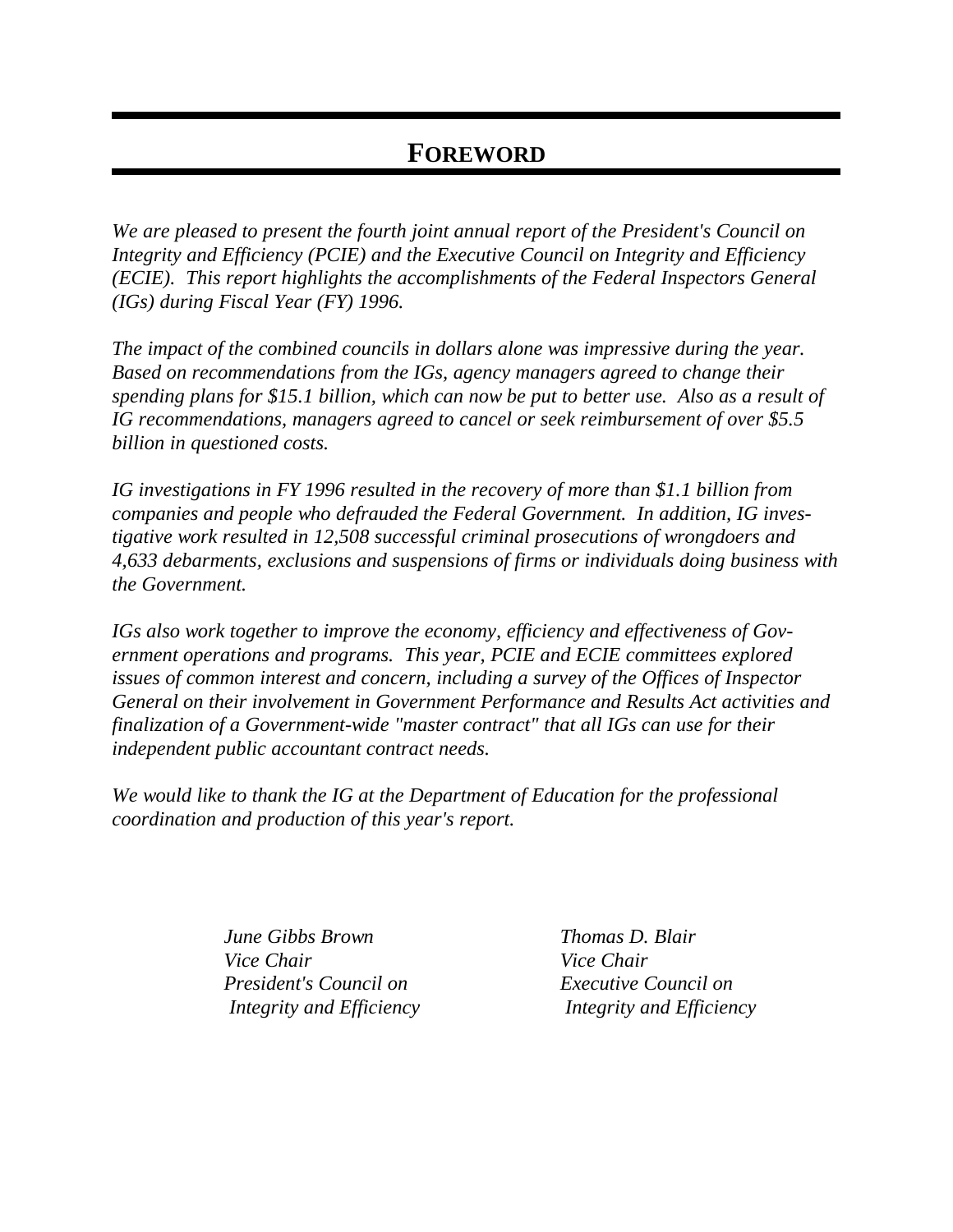# FOREWORD

*We are pleased to present the fourth joint annual report of the President's Council on Integrity and Efficiency (PCIE) and the Executive Council on Integrity and Efficiency (ECIE). This report highlights the accomplishments of the Federal Inspectors General (IGs) during Fiscal Year (FY) 1996.*

*The impact of the combined councils in dollars alone was impressive during the year. Based on recommendations from the IGs, agency managers agreed to change their spending plans for $15.1 billion, which can now be put to better use. Also as a result of IG recommendations, managers agreed to cancel or seek reimbursement of over $5.5 billion in questioned costs.*

*IG investigations in FY 1996 resulted in the recovery of more than $1.1 billion from companies and people who defrauded the Federal Government. In addition, IG investigative work resulted in 12,508 successful criminal prosecutions of wrongdoers and 4,633 debarments, exclusions and suspensions of firms or individuals doing business with the Government.*

*IGs also work together to improve the economy, efficiency and effectiveness of Government operations and programs. This year, PCIE and ECIE committees explored issues of common interest and concern, including a survey of the Offices of Inspector General on their involvement in Government Performance and Results Act activities and finalization of a Government-wide "master contract" that all IGs can use for their independent public accountant contract needs.*

*We would like to thank the IG at the Department of Education for the professional coordination and production of this year's report.*

*June Gibbs Brown*
*Vice Chair*
*President's Council on Integrity and Efficiency*

*Thomas D. Blair*
*Vice Chair*
*Executive Council on Integrity and Efficiency*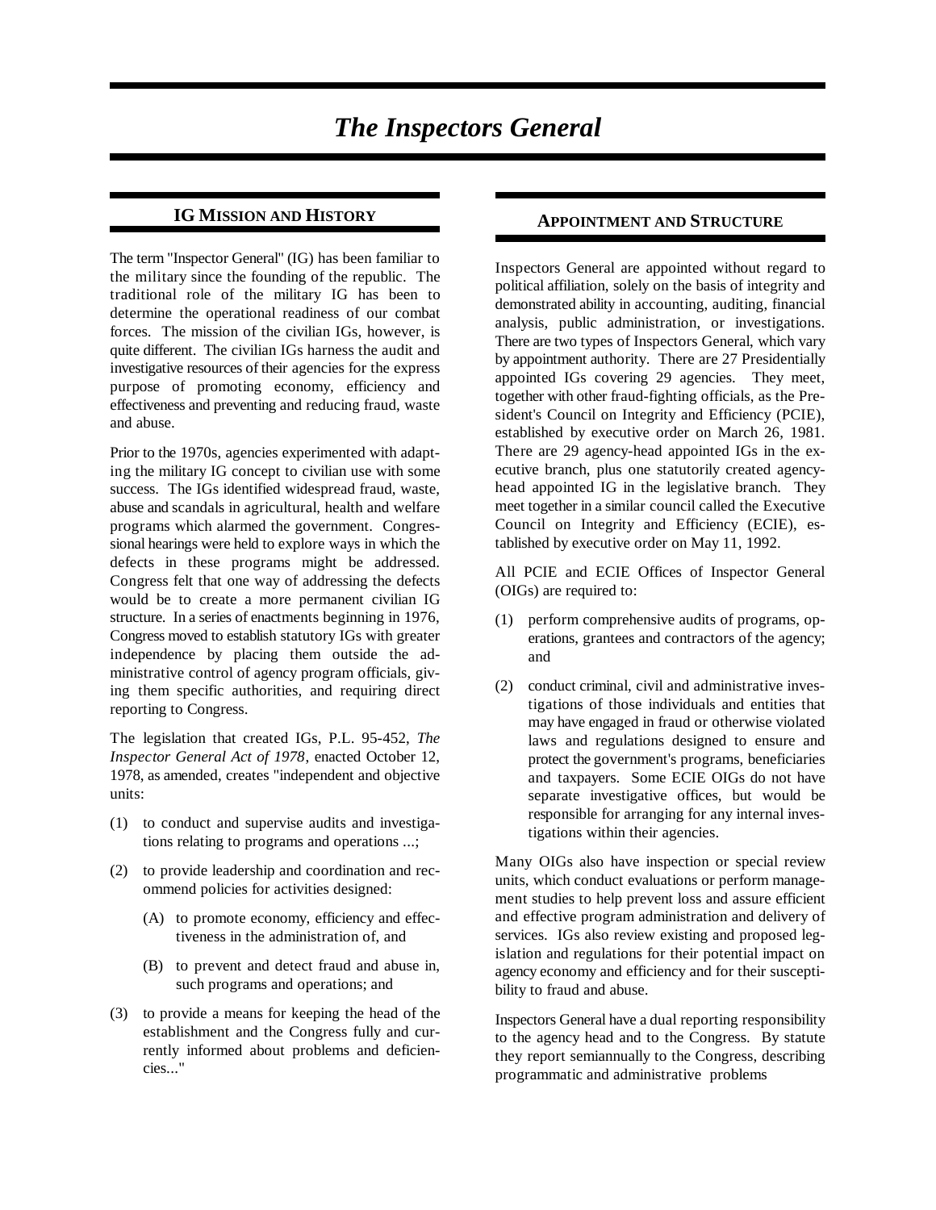# *The Inspectors General*

## IG Mission and History

The term "Inspector General" (IG) has been familiar to the military since the founding of the republic. The traditional role of the military IG has been to determine the operational readiness of our combat forces. The mission of the civilian IGs, however, is quite different. The civilian IGs harness the audit and investigative resources of their agencies for the express purpose of promoting economy, efficiency and effectiveness and preventing and reducing fraud, waste and abuse.

Prior to the 1970s, agencies experimented with adapting the military IG concept to civilian use with some success. The IGs identified widespread fraud, waste, abuse and scandals in agricultural, health and welfare programs which alarmed the government. Congressional hearings were held to explore ways in which the defects in these programs might be addressed. Congress felt that one way of addressing the defects would be to create a more permanent civilian IG structure. In a series of enactments beginning in 1976, Congress moved to establish statutory IGs with greater independence by placing them outside the administrative control of agency program officials, giving them specific authorities, and requiring direct reporting to Congress.

The legislation that created IGs, P.L. 95-452, *The Inspector General Act of 1978*, enacted October 12, 1978, as amended, creates "independent and objective units:

(1) to conduct and supervise audits and investigations relating to programs and operations ...;

(2) to provide leadership and coordination and recommend policies for activities designed:

   (A) to promote economy, efficiency and effectiveness in the administration of, and

   (B) to prevent and detect fraud and abuse in, such programs and operations; and

(3) to provide a means for keeping the head of the establishment and the Congress fully and currently informed about problems and deficiencies..."

## Appointment and Structure

Inspectors General are appointed without regard to political affiliation, solely on the basis of integrity and demonstrated ability in accounting, auditing, financial analysis, public administration, or investigations. There are two types of Inspectors General, which vary by appointment authority. There are 27 Presidentially appointed IGs covering 29 agencies. They meet, together with other fraud-fighting officials, as the President's Council on Integrity and Efficiency (PCIE), established by executive order on March 26, 1981. There are 29 agency-head appointed IGs in the executive branch, plus one statutorily created agency-head appointed IG in the legislative branch. They meet together in a similar council called the Executive Council on Integrity and Efficiency (ECIE), established by executive order on May 11, 1992.

All PCIE and ECIE Offices of Inspector General (OIGs) are required to:

(1) perform comprehensive audits of programs, operations, grantees and contractors of the agency; and

(2) conduct criminal, civil and administrative investigations of those individuals and entities that may have engaged in fraud or otherwise violated laws and regulations designed to ensure and protect the government's programs, beneficiaries and taxpayers. Some ECIE OIGs do not have separate investigative offices, but would be responsible for arranging for any internal investigations within their agencies.

Many OIGs also have inspection or special review units, which conduct evaluations or perform management studies to help prevent loss and assure efficient and effective program administration and delivery of services. IGs also review existing and proposed legislation and regulations for their potential impact on agency economy and efficiency and for their susceptibility to fraud and abuse.

Inspectors General have a dual reporting responsibility to the agency head and to the Congress. By statute they report semiannually to the Congress, describing programmatic and administrative problems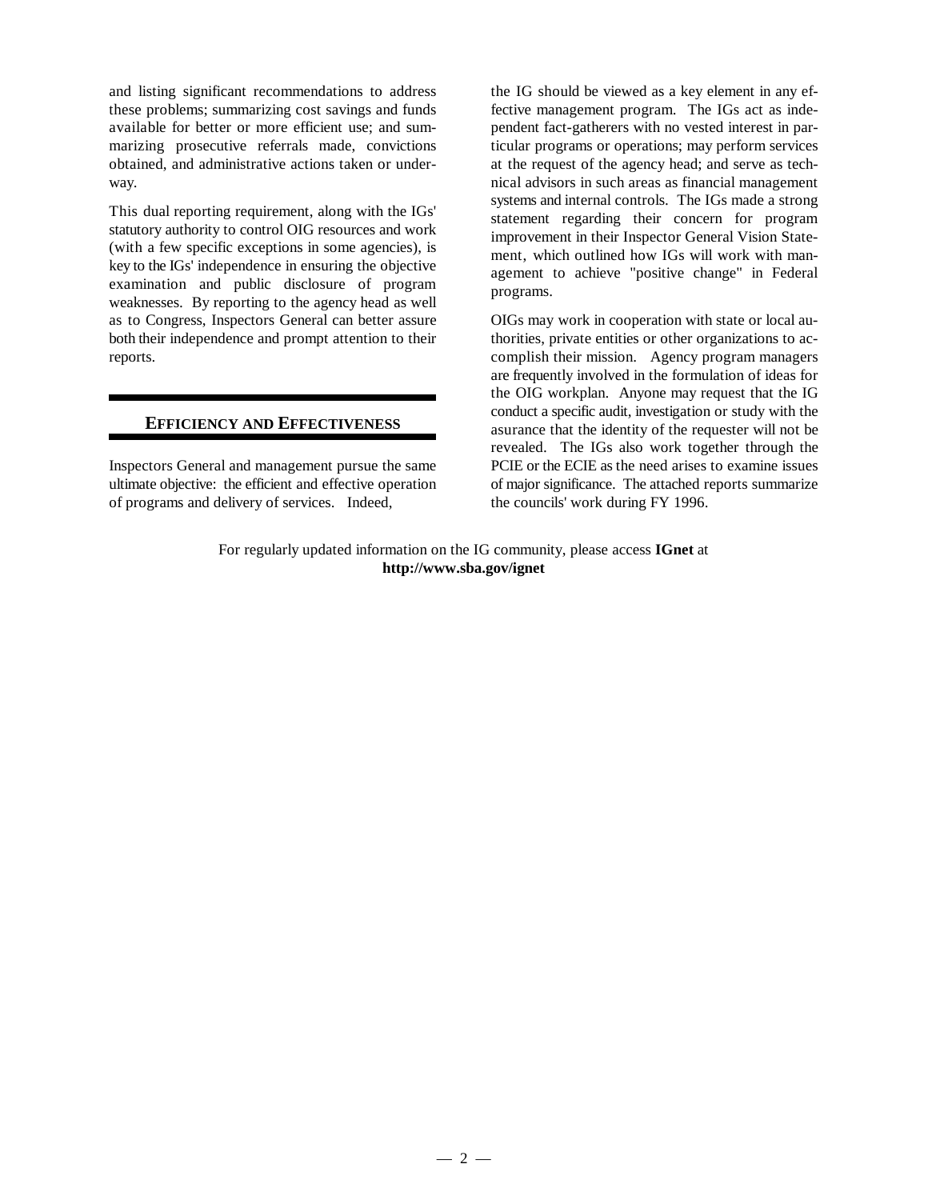and listing significant recommendations to address these problems; summarizing cost savings and funds available for better or more efficient use; and summarizing prosecutive referrals made, convictions obtained, and administrative actions taken or underway.

This dual reporting requirement, along with the IGs' statutory authority to control OIG resources and work (with a few specific exceptions in some agencies), is key to the IGs' independence in ensuring the objective examination and public disclosure of program weaknesses. By reporting to the agency head as well as to Congress, Inspectors General can better assure both their independence and prompt attention to their reports.

## EFFICIENCY AND EFFECTIVENESS

Inspectors General and management pursue the same ultimate objective: the efficient and effective operation of programs and delivery of services. Indeed, the IG should be viewed as a key element in any effective management program. The IGs act as independent fact-gatherers with no vested interest in particular programs or operations; may perform services at the request of the agency head; and serve as technical advisors in such areas as financial management systems and internal controls. The IGs made a strong statement regarding their concern for program improvement in their Inspector General Vision Statement, which outlined how IGs will work with management to achieve "positive change" in Federal programs.

OIGs may work in cooperation with state or local authorities, private entities or other organizations to accomplish their mission. Agency program managers are frequently involved in the formulation of ideas for the OIG workplan. Anyone may request that the IG conduct a specific audit, investigation or study with the asurance that the identity of the requester will not be revealed. The IGs also work together through the PCIE or the ECIE as the need arises to examine issues of major significance. The attached reports summarize the councils' work during FY 1996.

For regularly updated information on the IG community, please access **IGnet** at **http://www.sba.gov/ignet**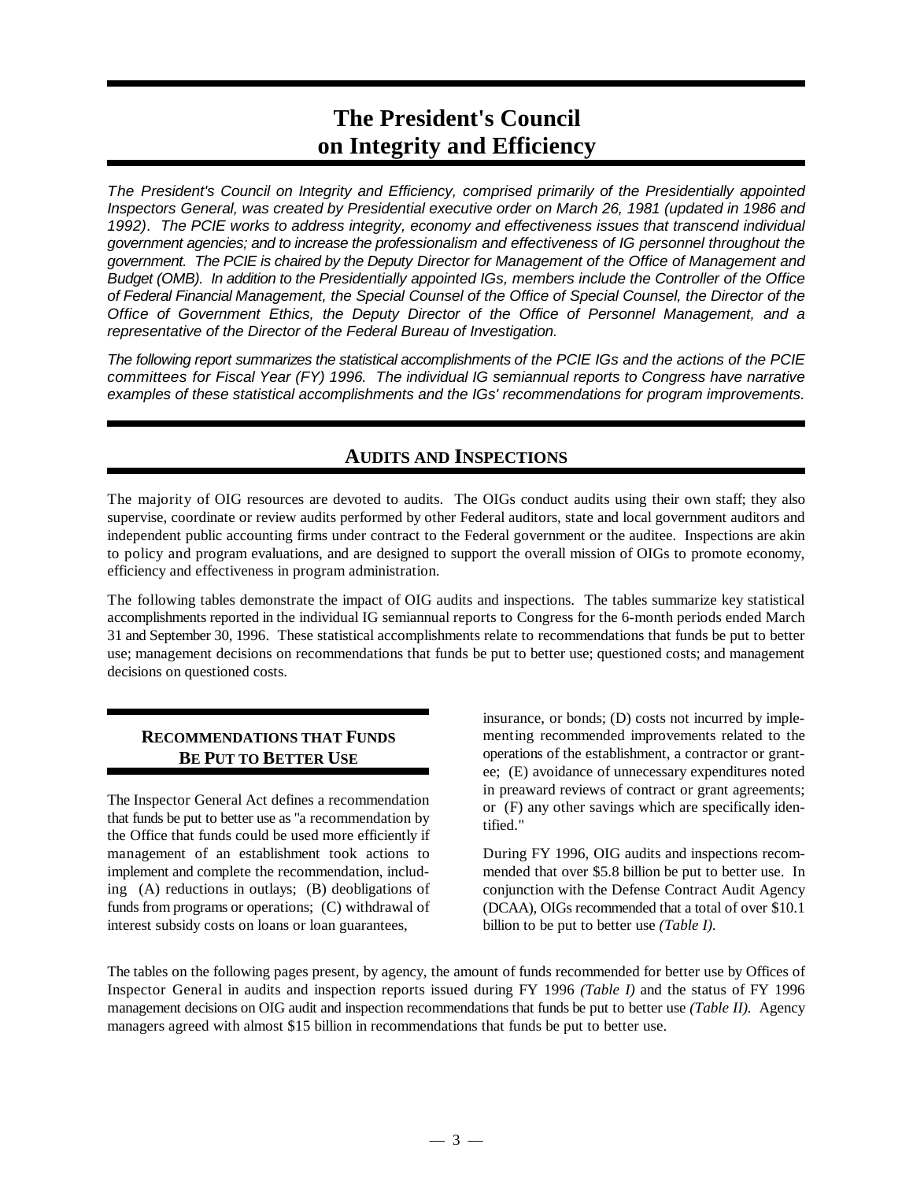# The President's Council on Integrity and Efficiency

*The President's Council on Integrity and Efficiency, comprised primarily of the Presidentially appointed Inspectors General, was created by Presidential executive order on March 26, 1981 (updated in 1986 and 1992). The PCIE works to address integrity, economy and effectiveness issues that transcend individual government agencies; and to increase the professionalism and effectiveness of IG personnel throughout the government. The PCIE is chaired by the Deputy Director for Management of the Office of Management and Budget (OMB). In addition to the Presidentially appointed IGs, members include the Controller of the Office of Federal Financial Management, the Special Counsel of the Office of Special Counsel, the Director of the Office of Government Ethics, the Deputy Director of the Office of Personnel Management, and a representative of the Director of the Federal Bureau of Investigation.*

*The following report summarizes the statistical accomplishments of the PCIE IGs and the actions of the PCIE committees for Fiscal Year (FY) 1996. The individual IG semiannual reports to Congress have narrative examples of these statistical accomplishments and the IGs' recommendations for program improvements.*

## Audits and Inspections

The majority of OIG resources are devoted to audits. The OIGs conduct audits using their own staff; they also supervise, coordinate or review audits performed by other Federal auditors, state and local government auditors and independent public accounting firms under contract to the Federal government or the auditee. Inspections are akin to policy and program evaluations, and are designed to support the overall mission of OIGs to promote economy, efficiency and effectiveness in program administration.

The following tables demonstrate the impact of OIG audits and inspections. The tables summarize key statistical accomplishments reported in the individual IG semiannual reports to Congress for the 6-month periods ended March 31 and September 30, 1996. These statistical accomplishments relate to recommendations that funds be put to better use; management decisions on recommendations that funds be put to better use; questioned costs; and management decisions on questioned costs.

### Recommendations that Funds Be Put to Better Use

The Inspector General Act defines a recommendation that funds be put to better use as "a recommendation by the Office that funds could be used more efficiently if management of an establishment took actions to implement and complete the recommendation, including (A) reductions in outlays; (B) deobligations of funds from programs or operations; (C) withdrawal of interest subsidy costs on loans or loan guarantees, insurance, or bonds; (D) costs not incurred by implementing recommended improvements related to the operations of the establishment, a contractor or grantee; (E) avoidance of unnecessary expenditures noted in preaward reviews of contract or grant agreements; or (F) any other savings which are specifically identified."

During FY 1996, OIG audits and inspections recommended that over $5.8 billion be put to better use. In conjunction with the Defense Contract Audit Agency (DCAA), OIGs recommended that a total of over $10.1 billion to be put to better use *(Table I).*

The tables on the following pages present, by agency, the amount of funds recommended for better use by Offices of Inspector General in audits and inspection reports issued during FY 1996 *(Table I)* and the status of FY 1996 management decisions on OIG audit and inspection recommendations that funds be put to better use *(Table II).* Agency managers agreed with almost $15 billion in recommendations that funds be put to better use.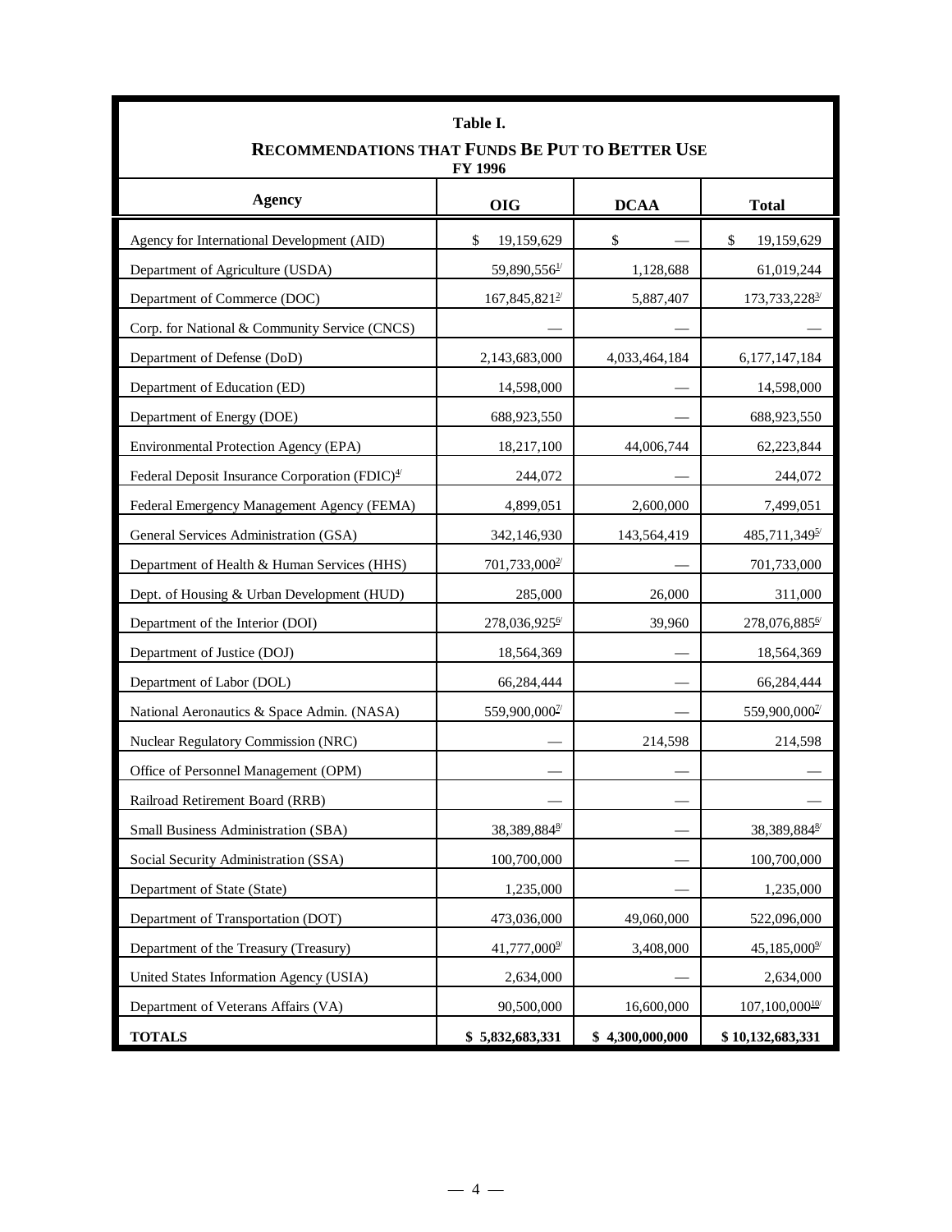**Table I.**

**RECOMMENDATIONS THAT FUNDS BE PUT TO BETTER USE**

**FY 1996**

| Agency | OIG | DCAA | Total |
|---|---|---|---|
| Agency for International Development (AID) | $ 19,159,629 | $ — | $ 19,159,629 |
| Department of Agriculture (USDA) | 59,890,556[1/] | 1,128,688 | 61,019,244 |
| Department of Commerce (DOC) | 167,845,821[2/] | 5,887,407 | 173,733,228[3/] |
| Corp. for National & Community Service (CNCS) | — | — | — |
| Department of Defense (DoD) | 2,143,683,000 | 4,033,464,184 | 6,177,147,184 |
| Department of Education (ED) | 14,598,000 | — | 14,598,000 |
| Department of Energy (DOE) | 688,923,550 | — | 688,923,550 |
| Environmental Protection Agency (EPA) | 18,217,100 | 44,006,744 | 62,223,844 |
| Federal Deposit Insurance Corporation (FDIC)[4/] | 244,072 | — | 244,072 |
| Federal Emergency Management Agency (FEMA) | 4,899,051 | 2,600,000 | 7,499,051 |
| General Services Administration (GSA) | 342,146,930 | 143,564,419 | 485,711,349[5/] |
| Department of Health & Human Services (HHS) | 701,733,000[2/] | — | 701,733,000 |
| Dept. of Housing & Urban Development (HUD) | 285,000 | 26,000 | 311,000 |
| Department of the Interior (DOI) | 278,036,925[6/] | 39,960 | 278,076,885[6/] |
| Department of Justice (DOJ) | 18,564,369 | — | 18,564,369 |
| Department of Labor (DOL) | 66,284,444 | — | 66,284,444 |
| National Aeronautics & Space Admin. (NASA) | 559,900,000[7/] | — | 559,900,000[7/] |
| Nuclear Regulatory Commission (NRC) | — | 214,598 | 214,598 |
| Office of Personnel Management (OPM) | — | — | — |
| Railroad Retirement Board (RRB) | — | — | — |
| Small Business Administration (SBA) | 38,389,884[8/] | — | 38,389,884[8/] |
| Social Security Administration (SSA) | 100,700,000 | — | 100,700,000 |
| Department of State (State) | 1,235,000 | — | 1,235,000 |
| Department of Transportation (DOT) | 473,036,000 | 49,060,000 | 522,096,000 |
| Department of the Treasury (Treasury) | 41,777,000[9/] | 3,408,000 | 45,185,000[9/] |
| United States Information Agency (USIA) | 2,634,000 | — | 2,634,000 |
| Department of Veterans Affairs (VA) | 90,500,000 | 16,600,000 | 107,100,000[10/] |
| **TOTALS** | **$ 5,832,683,331** | **$ 4,300,000,000** | **$ 10,132,683,331** |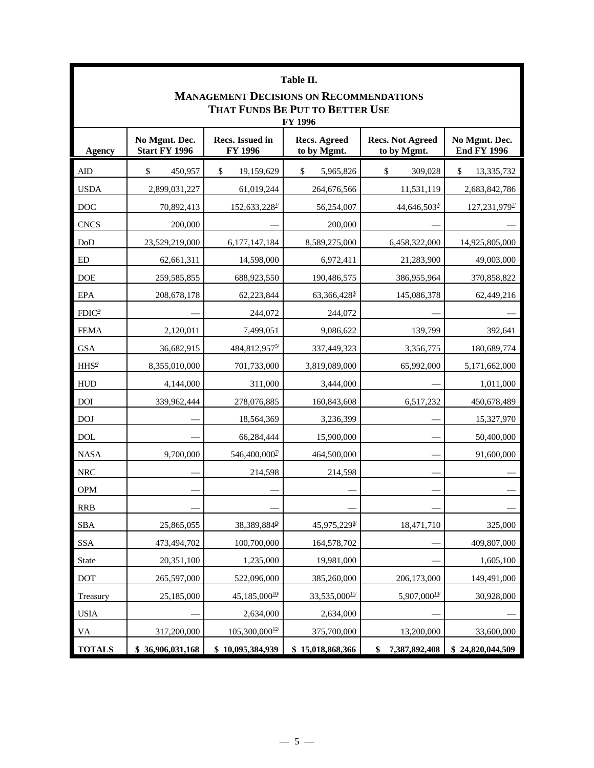# Table II.

## Management Decisions on Recommendations That Funds Be Put to Better Use

### FY 1996

| Agency | No Mgmt. Dec. Start FY 1996 | Recs. Issued in FY 1996 | Recs. Agreed to by Mgmt. | Recs. Not Agreed to by Mgmt. | No Mgmt. Dec. End FY 1996 |
|---|---|---|---|---|---|
| AID | $ 450,957 | $ 19,159,629 | $ 5,965,826 | $ 309,028 | $ 13,335,732 |
| USDA | 2,899,031,227 | 61,019,244 | 264,676,566 | 11,531,119 | 2,683,842,786 |
| DOC | 70,892,413 | 152,633,228[1/] | 56,254,007 | 44,646,503[2/] | 127,231,979[2/] |
| CNCS | 200,000 | — | 200,000 | — | — |
| DoD | 23,529,219,000 | 6,177,147,184 | 8,589,275,000 | 6,458,322,000 | 14,925,805,000 |
| ED | 62,661,311 | 14,598,000 | 6,972,411 | 21,283,900 | 49,003,000 |
| DOE | 259,585,855 | 688,923,550 | 190,486,575 | 386,955,964 | 370,858,822 |
| EPA | 208,678,178 | 62,223,844 | 63,366,428[3/] | 145,086,378 | 62,449,216 |
| FDIC[4/] | — | 244,072 | 244,072 | — | — |
| FEMA | 2,120,011 | 7,499,051 | 9,086,622 | 139,799 | 392,641 |
| GSA | 36,682,915 | 484,812,957[5/] | 337,449,323 | 3,356,775 | 180,689,774 |
| HHS[6/] | 8,355,010,000 | 701,733,000 | 3,819,089,000 | 65,992,000 | 5,171,662,000 |
| HUD | 4,144,000 | 311,000 | 3,444,000 | — | 1,011,000 |
| DOI | 339,962,444 | 278,076,885 | 160,843,608 | 6,517,232 | 450,678,489 |
| DOJ | — | 18,564,369 | 3,236,399 | — | 15,327,970 |
| DOL | — | 66,284,444 | 15,900,000 | — | 50,400,000 |
| NASA | 9,700,000 | 546,400,000[7/] | 464,500,000 | — | 91,600,000 |
| NRC | — | 214,598 | 214,598 | — | — |
| OPM | — | — | — | — | — |
| RRB | — | — | — | — | — |
| SBA | 25,865,055 | 38,389,884[8/] | 45,975,229[9/] | 18,471,710 | 325,000 |
| SSA | 473,494,702 | 100,700,000 | 164,578,702 | — | 409,807,000 |
| State | 20,351,100 | 1,235,000 | 19,981,000 | — | 1,605,100 |
| DOT | 265,597,000 | 522,096,000 | 385,260,000 | 206,173,000 | 149,491,000 |
| Treasury | 25,185,000 | 45,185,000[10/] | 33,535,000[11/] | 5,907,000[10/] | 30,928,000 |
| USIA | — | 2,634,000 | 2,634,000 | — | — |
| VA | 317,200,000 | 105,300,000[12/] | 375,700,000 | 13,200,000 | 33,600,000 |
| **TOTALS** | **$ 36,906,031,168** | **$ 10,095,384,939** | **$ 15,018,868,366** | **$ 7,387,892,408** | **$ 24,820,044,509** |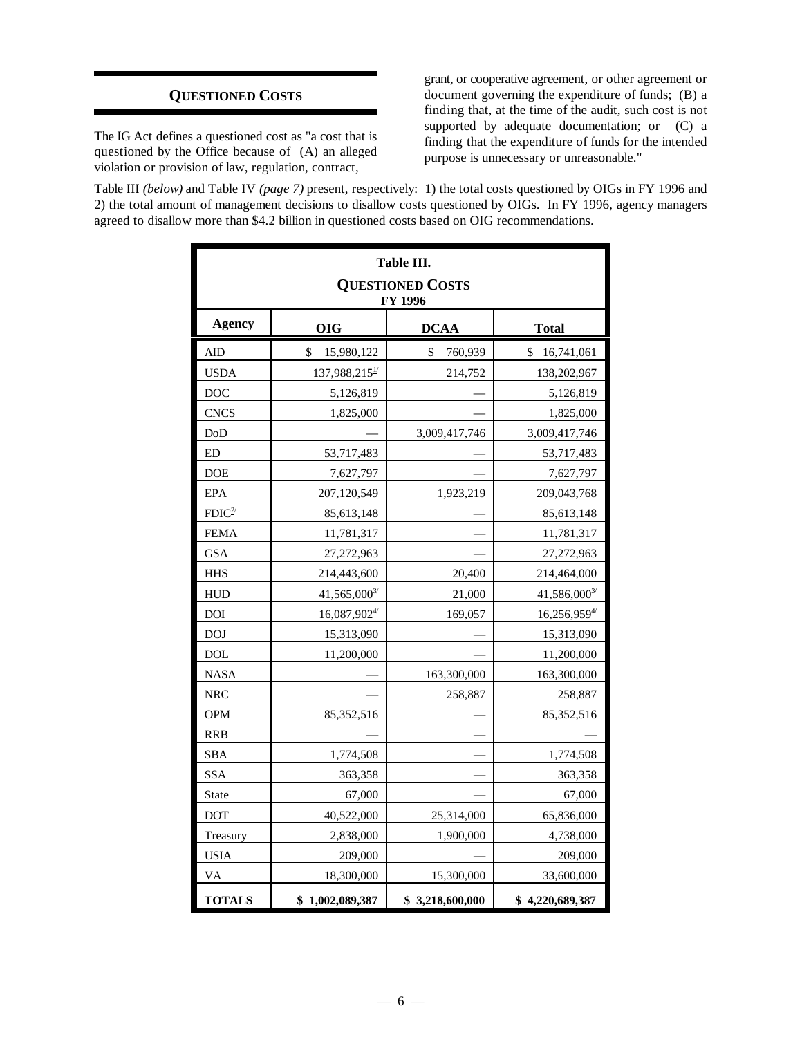## QUESTIONED COSTS

The IG Act defines a questioned cost as "a cost that is questioned by the Office because of (A) an alleged violation or provision of law, regulation, contract, grant, or cooperative agreement, or other agreement or document governing the expenditure of funds; (B) a finding that, at the time of the audit, such cost is not supported by adequate documentation; or (C) a finding that the expenditure of funds for the intended purpose is unnecessary or unreasonable."

Table III *(below)* and Table IV *(page 7)* present, respectively: 1) the total costs questioned by OIGs in FY 1996 and 2) the total amount of management decisions to disallow costs questioned by OIGs. In FY 1996, agency managers agreed to disallow more than $4.2 billion in questioned costs based on OIG recommendations.

**Table III.**
**QUESTIONED COSTS**
**FY 1996**

| Agency | OIG | DCAA | Total |
|---|---|---|---|
| AID | $ 15,980,122 | $ 760,939 | $ 16,741,061 |
| USDA | 137,988,215[1/] | 214,752 | 138,202,967 |
| DOC | 5,126,819 | — | 5,126,819 |
| CNCS | 1,825,000 | — | 1,825,000 |
| DoD | — | 3,009,417,746 | 3,009,417,746 |
| ED | 53,717,483 | — | 53,717,483 |
| DOE | 7,627,797 | — | 7,627,797 |
| EPA | 207,120,549 | 1,923,219 | 209,043,768 |
| FDIC[2/] | 85,613,148 | — | 85,613,148 |
| FEMA | 11,781,317 | — | 11,781,317 |
| GSA | 27,272,963 | — | 27,272,963 |
| HHS | 214,443,600 | 20,400 | 214,464,000 |
| HUD | 41,565,000[3/] | 21,000 | 41,586,000[3/] |
| DOI | 16,087,902[4/] | 169,057 | 16,256,959[4/] |
| DOJ | 15,313,090 | — | 15,313,090 |
| DOL | 11,200,000 | — | 11,200,000 |
| NASA | — | 163,300,000 | 163,300,000 |
| NRC | — | 258,887 | 258,887 |
| OPM | 85,352,516 | — | 85,352,516 |
| RRB | — | — | — |
| SBA | 1,774,508 | — | 1,774,508 |
| SSA | 363,358 | — | 363,358 |
| State | 67,000 | — | 67,000 |
| DOT | 40,522,000 | 25,314,000 | 65,836,000 |
| Treasury | 2,838,000 | 1,900,000 | 4,738,000 |
| USIA | 209,000 | — | 209,000 |
| VA | 18,300,000 | 15,300,000 | 33,600,000 |
| **TOTALS** | **$ 1,002,089,387** | **$ 3,218,600,000** | **$ 4,220,689,387** |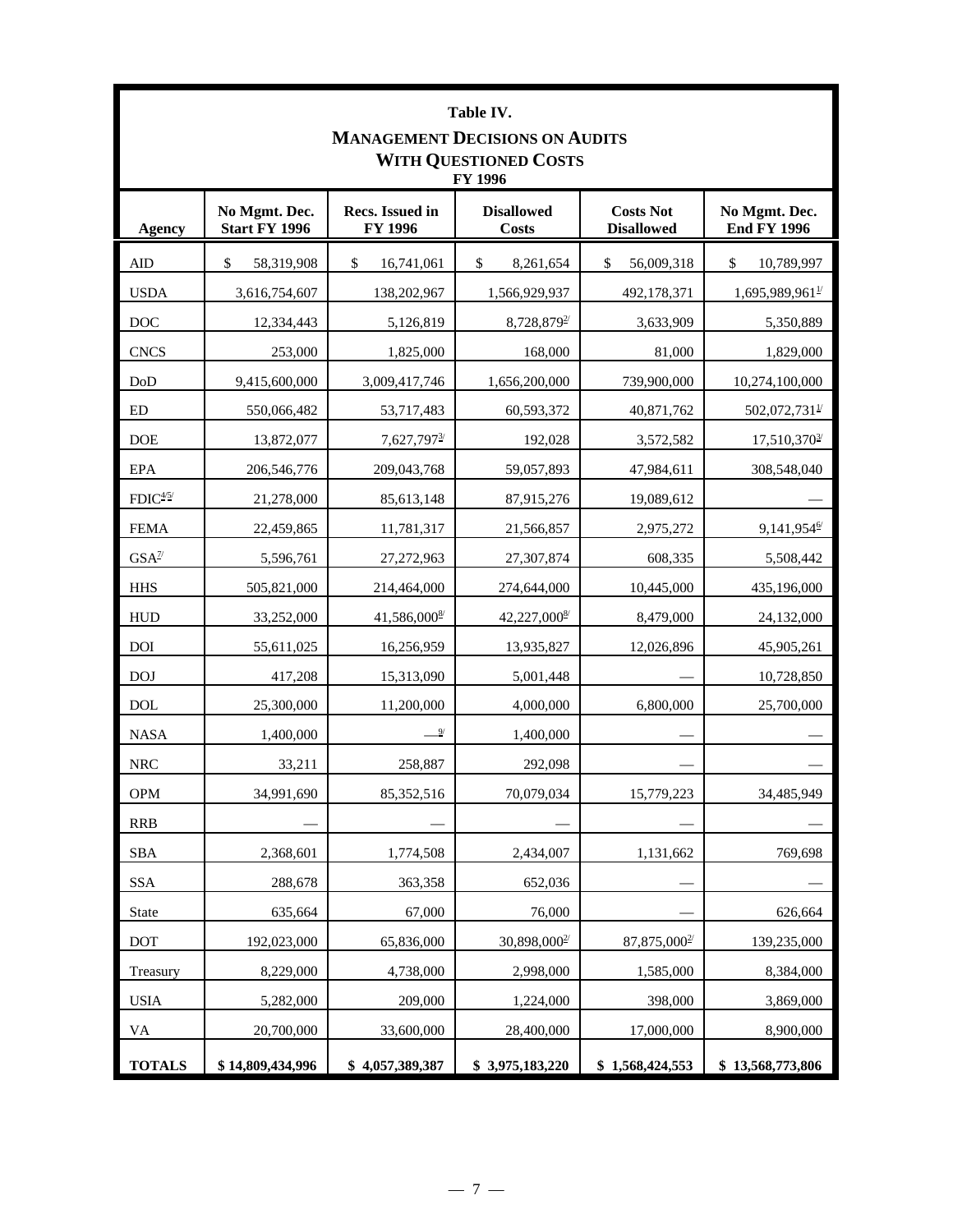# Table IV.

## Management Decisions on Audits With Questioned Costs

### FY 1996

| Agency | No Mgmt. Dec. Start FY 1996 | Recs. Issued in FY 1996 | Disallowed Costs | Costs Not Disallowed | No Mgmt. Dec. End FY 1996 |
|---|---|---|---|---|---|
| AID | $ 58,319,908 | $ 16,741,061 | $ 8,261,654 | $ 56,009,318 | $ 10,789,997 |
| USDA | 3,616,754,607 | 138,202,967 | 1,566,929,937 | 492,178,371 | 1,695,989,961[1/] |
| DOC | 12,334,443 | 5,126,819 | 8,728,879[2/] | 3,633,909 | 5,350,889 |
| CNCS | 253,000 | 1,825,000 | 168,000 | 81,000 | 1,829,000 |
| DoD | 9,415,600,000 | 3,009,417,746 | 1,656,200,000 | 739,900,000 | 10,274,100,000 |
| ED | 550,066,482 | 53,717,483 | 60,593,372 | 40,871,762 | 502,072,731[1/] |
| DOE | 13,872,077 | 7,627,797[3/] | 192,028 | 3,572,582 | 17,510,370[3/] |
| EPA | 206,546,776 | 209,043,768 | 59,057,893 | 47,984,611 | 308,548,040 |
| FDIC[4/5/] | 21,278,000 | 85,613,148 | 87,915,276 | 19,089,612 | — |
| FEMA | 22,459,865 | 11,781,317 | 21,566,857 | 2,975,272 | 9,141,954[6/] |
| GSA[7/] | 5,596,761 | 27,272,963 | 27,307,874 | 608,335 | 5,508,442 |
| HHS | 505,821,000 | 214,464,000 | 274,644,000 | 10,445,000 | 435,196,000 |
| HUD | 33,252,000 | 41,586,000[8/] | 42,227,000[8/] | 8,479,000 | 24,132,000 |
| DOI | 55,611,025 | 16,256,959 | 13,935,827 | 12,026,896 | 45,905,261 |
| DOJ | 417,208 | 15,313,090 | 5,001,448 | — | 10,728,850 |
| DOL | 25,300,000 | 11,200,000 | 4,000,000 | 6,800,000 | 25,700,000 |
| NASA | 1,400,000 | —[9/] | 1,400,000 | — | — |
| NRC | 33,211 | 258,887 | 292,098 | — | — |
| OPM | 34,991,690 | 85,352,516 | 70,079,034 | 15,779,223 | 34,485,949 |
| RRB | — | — | — | — | — |
| SBA | 2,368,601 | 1,774,508 | 2,434,007 | 1,131,662 | 769,698 |
| SSA | 288,678 | 363,358 | 652,036 | — | — |
| State | 635,664 | 67,000 | 76,000 | — | 626,664 |
| DOT | 192,023,000 | 65,836,000 | 30,898,000[2/] | 87,875,000[2/] | 139,235,000 |
| Treasury | 8,229,000 | 4,738,000 | 2,998,000 | 1,585,000 | 8,384,000 |
| USIA | 5,282,000 | 209,000 | 1,224,000 | 398,000 | 3,869,000 |
| VA | 20,700,000 | 33,600,000 | 28,400,000 | 17,000,000 | 8,900,000 |
| **TOTALS** | **$ 14,809,434,996** | **$ 4,057,389,387** | **$ 3,975,183,220** | **$ 1,568,424,553** | **$ 13,568,773,806** |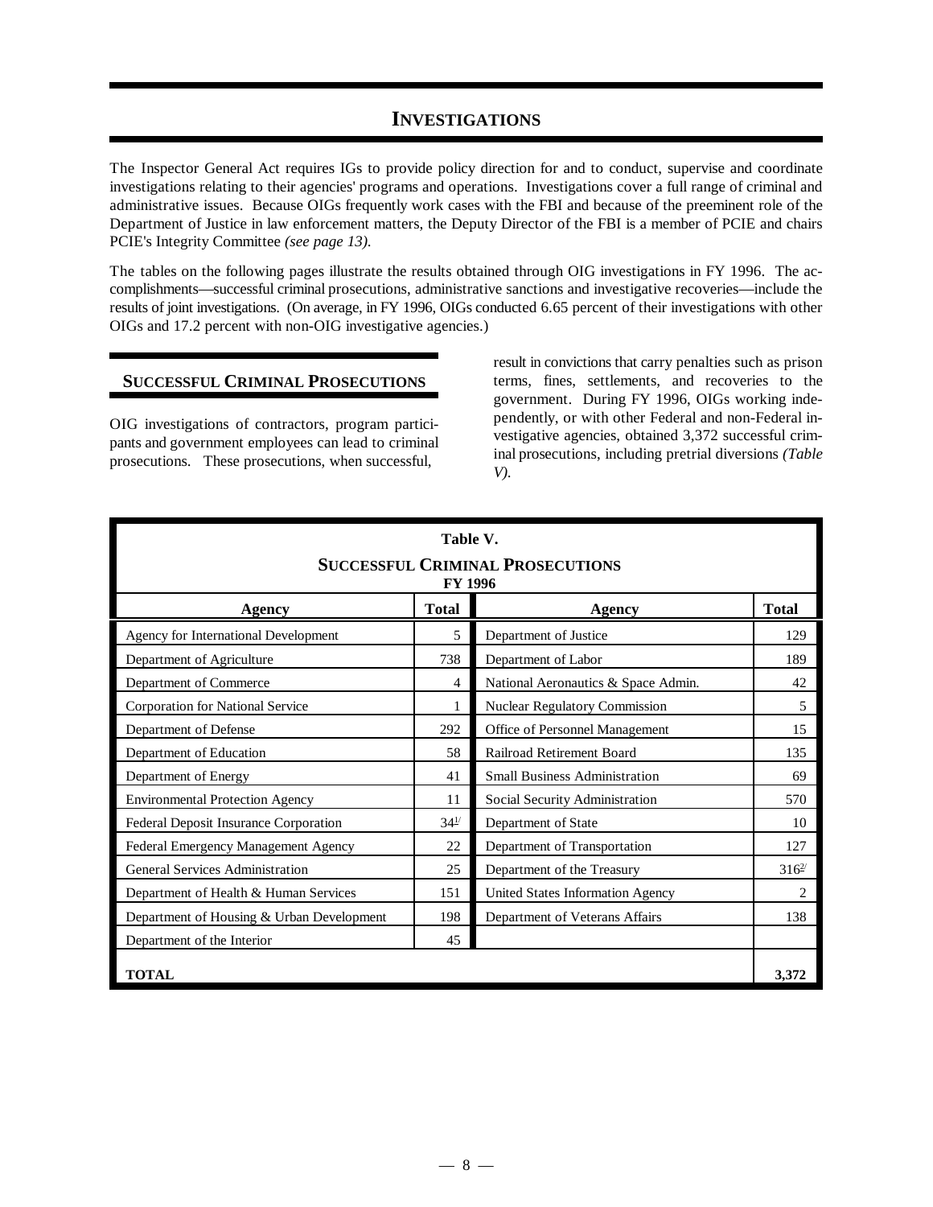# INVESTIGATIONS

The Inspector General Act requires IGs to provide policy direction for and to conduct, supervise and coordinate investigations relating to their agencies' programs and operations. Investigations cover a full range of criminal and administrative issues. Because OIGs frequently work cases with the FBI and because of the preeminent role of the Department of Justice in law enforcement matters, the Deputy Director of the FBI is a member of PCIE and chairs PCIE's Integrity Committee *(see page 13)*.

The tables on the following pages illustrate the results obtained through OIG investigations in FY 1996. The accomplishments—successful criminal prosecutions, administrative sanctions and investigative recoveries—include the results of joint investigations. (On average, in FY 1996, OIGs conducted 6.65 percent of their investigations with other OIGs and 17.2 percent with non-OIG investigative agencies.)

## SUCCESSFUL CRIMINAL PROSECUTIONS

OIG investigations of contractors, program participants and government employees can lead to criminal prosecutions. These prosecutions, when successful, result in convictions that carry penalties such as prison terms, fines, settlements, and recoveries to the government. During FY 1996, OIGs working independently, or with other Federal and non-Federal investigative agencies, obtained 3,372 successful criminal prosecutions, including pretrial diversions *(Table V)*.

**Table V.**
**SUCCESSFUL CRIMINAL PROSECUTIONS**
**FY 1996**

| Agency | Total | Agency | Total |
|---|---|---|---|
| Agency for International Development | 5 | Department of Justice | 129 |
| Department of Agriculture | 738 | Department of Labor | 189 |
| Department of Commerce | 4 | National Aeronautics & Space Admin. | 42 |
| Corporation for National Service | 1 | Nuclear Regulatory Commission | 5 |
| Department of Defense | 292 | Office of Personnel Management | 15 |
| Department of Education | 58 | Railroad Retirement Board | 135 |
| Department of Energy | 41 | Small Business Administration | 69 |
| Environmental Protection Agency | 11 | Social Security Administration | 570 |
| Federal Deposit Insurance Corporation | 34[1/] | Department of State | 10 |
| Federal Emergency Management Agency | 22 | Department of Transportation | 127 |
| General Services Administration | 25 | Department of the Treasury | 316[2/] |
| Department of Health & Human Services | 151 | United States Information Agency | 2 |
| Department of Housing & Urban Development | 198 | Department of Veterans Affairs | 138 |
| Department of the Interior | 45 | | |
| **TOTAL** | | | **3,372** |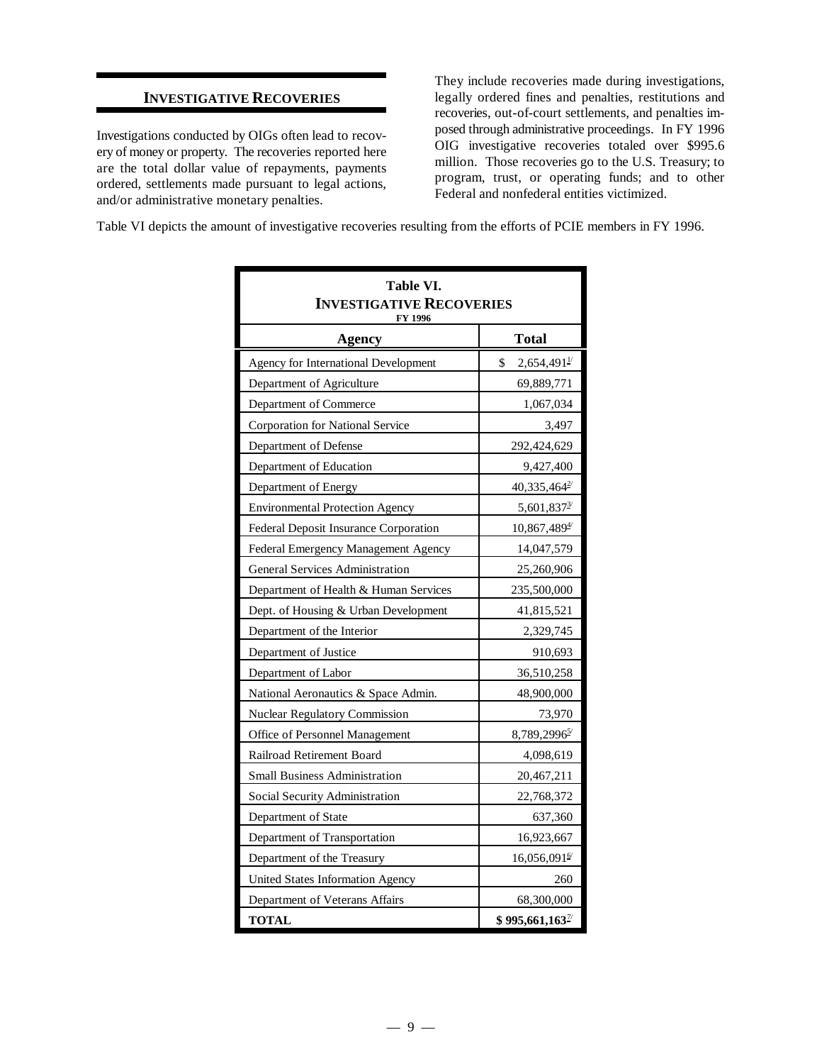## INVESTIGATIVE RECOVERIES

Investigations conducted by OIGs often lead to recovery of money or property. The recoveries reported here are the total dollar value of repayments, payments ordered, settlements made pursuant to legal actions, and/or administrative monetary penalties. They include recoveries made during investigations, legally ordered fines and penalties, restitutions and recoveries, out-of-court settlements, and penalties imposed through administrative proceedings. In FY 1996 OIG investigative recoveries totaled over $995.6 million. Those recoveries go to the U.S. Treasury; to program, trust, or operating funds; and to other Federal and nonfederal entities victimized.

Table VI depicts the amount of investigative recoveries resulting from the efforts of PCIE members in FY 1996.

**Table VI.**
**INVESTIGATIVE RECOVERIES**
**FY 1996**

| Agency | Total |
|---|---|
| Agency for International Development | $ 2,654,491[1/] |
| Department of Agriculture | 69,889,771 |
| Department of Commerce | 1,067,034 |
| Corporation for National Service | 3,497 |
| Department of Defense | 292,424,629 |
| Department of Education | 9,427,400 |
| Department of Energy | 40,335,464[2/] |
| Environmental Protection Agency | 5,601,837[3/] |
| Federal Deposit Insurance Corporation | 10,867,489[4/] |
| Federal Emergency Management Agency | 14,047,579 |
| General Services Administration | 25,260,906 |
| Department of Health & Human Services | 235,500,000 |
| Dept. of Housing & Urban Development | 41,815,521 |
| Department of the Interior | 2,329,745 |
| Department of Justice | 910,693 |
| Department of Labor | 36,510,258 |
| National Aeronautics & Space Admin. | 48,900,000 |
| Nuclear Regulatory Commission | 73,970 |
| Office of Personnel Management | 8,789,2996[5/] |
| Railroad Retirement Board | 4,098,619 |
| Small Business Administration | 20,467,211 |
| Social Security Administration | 22,768,372 |
| Department of State | 637,360 |
| Department of Transportation | 16,923,667 |
| Department of the Treasury | 16,056,091[6/] |
| United States Information Agency | 260 |
| Department of Veterans Affairs | 68,300,000 |
| **TOTAL** | **$ 995,661,163[7/]** |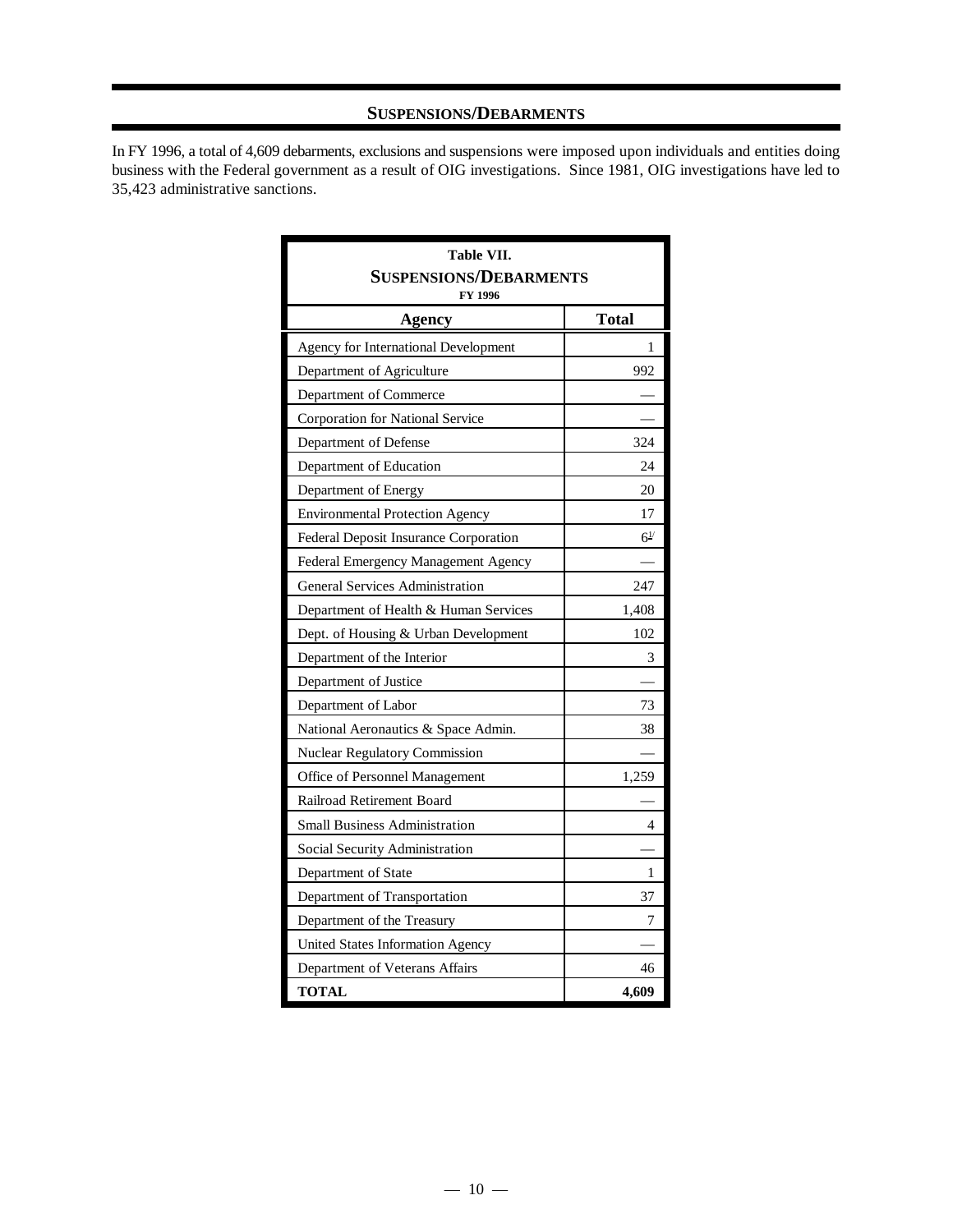## SUSPENSIONS/DEBARMENTS

In FY 1996, a total of 4,609 debarments, exclusions and suspensions were imposed upon individuals and entities doing business with the Federal government as a result of OIG investigations. Since 1981, OIG investigations have led to 35,423 administrative sanctions.

**Table VII.**
**SUSPENSIONS/DEBARMENTS**
**FY 1996**

| Agency | Total |
|---|---|
| Agency for International Development | 1 |
| Department of Agriculture | 992 |
| Department of Commerce | — |
| Corporation for National Service | — |
| Department of Defense | 324 |
| Department of Education | 24 |
| Department of Energy | 20 |
| Environmental Protection Agency | 17 |
| Federal Deposit Insurance Corporation | 6[1/] |
| Federal Emergency Management Agency | — |
| General Services Administration | 247 |
| Department of Health & Human Services | 1,408 |
| Dept. of Housing & Urban Development | 102 |
| Department of the Interior | 3 |
| Department of Justice | — |
| Department of Labor | 73 |
| National Aeronautics & Space Admin. | 38 |
| Nuclear Regulatory Commission | — |
| Office of Personnel Management | 1,259 |
| Railroad Retirement Board | — |
| Small Business Administration | 4 |
| Social Security Administration | — |
| Department of State | 1 |
| Department of Transportation | 37 |
| Department of the Treasury | 7 |
| United States Information Agency | — |
| Department of Veterans Affairs | 46 |
| **TOTAL** | **4,609** |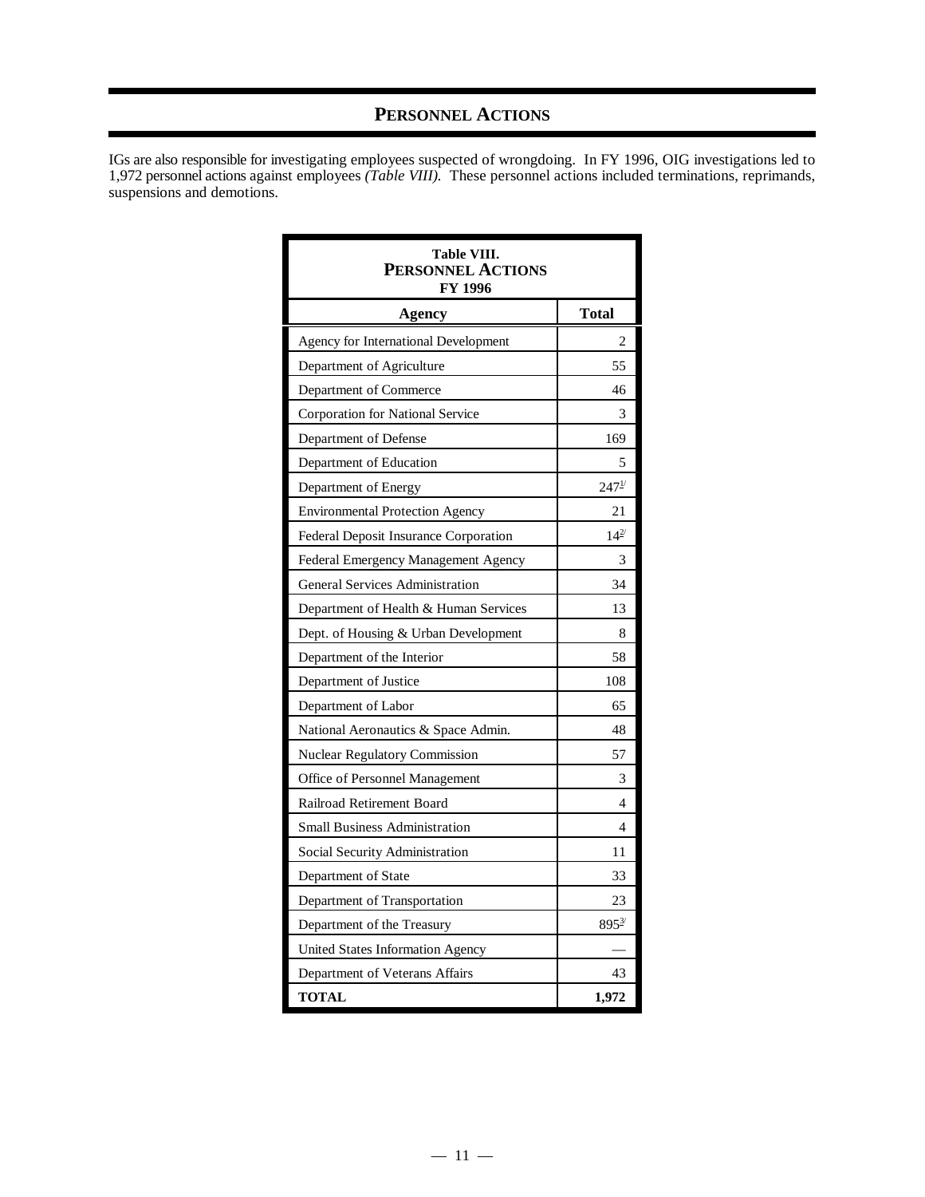## PERSONNEL ACTIONS

IGs are also responsible for investigating employees suspected of wrongdoing. In FY 1996, OIG investigations led to 1,972 personnel actions against employees *(Table VIII)*. These personnel actions included terminations, reprimands, suspensions and demotions.

**Table VIII.**
**PERSONNEL ACTIONS**
**FY 1996**

| Agency | Total |
|---|---:|
| Agency for International Development | 2 |
| Department of Agriculture | 55 |
| Department of Commerce | 46 |
| Corporation for National Service | 3 |
| Department of Defense | 169 |
| Department of Education | 5 |
| Department of Energy | 247[1/] |
| Environmental Protection Agency | 21 |
| Federal Deposit Insurance Corporation | 14[2/] |
| Federal Emergency Management Agency | 3 |
| General Services Administration | 34 |
| Department of Health & Human Services | 13 |
| Dept. of Housing & Urban Development | 8 |
| Department of the Interior | 58 |
| Department of Justice | 108 |
| Department of Labor | 65 |
| National Aeronautics & Space Admin. | 48 |
| Nuclear Regulatory Commission | 57 |
| Office of Personnel Management | 3 |
| Railroad Retirement Board | 4 |
| Small Business Administration | 4 |
| Social Security Administration | 11 |
| Department of State | 33 |
| Department of Transportation | 23 |
| Department of the Treasury | 895[3/] |
| United States Information Agency | — |
| Department of Veterans Affairs | 43 |
| **TOTAL** | **1,972** |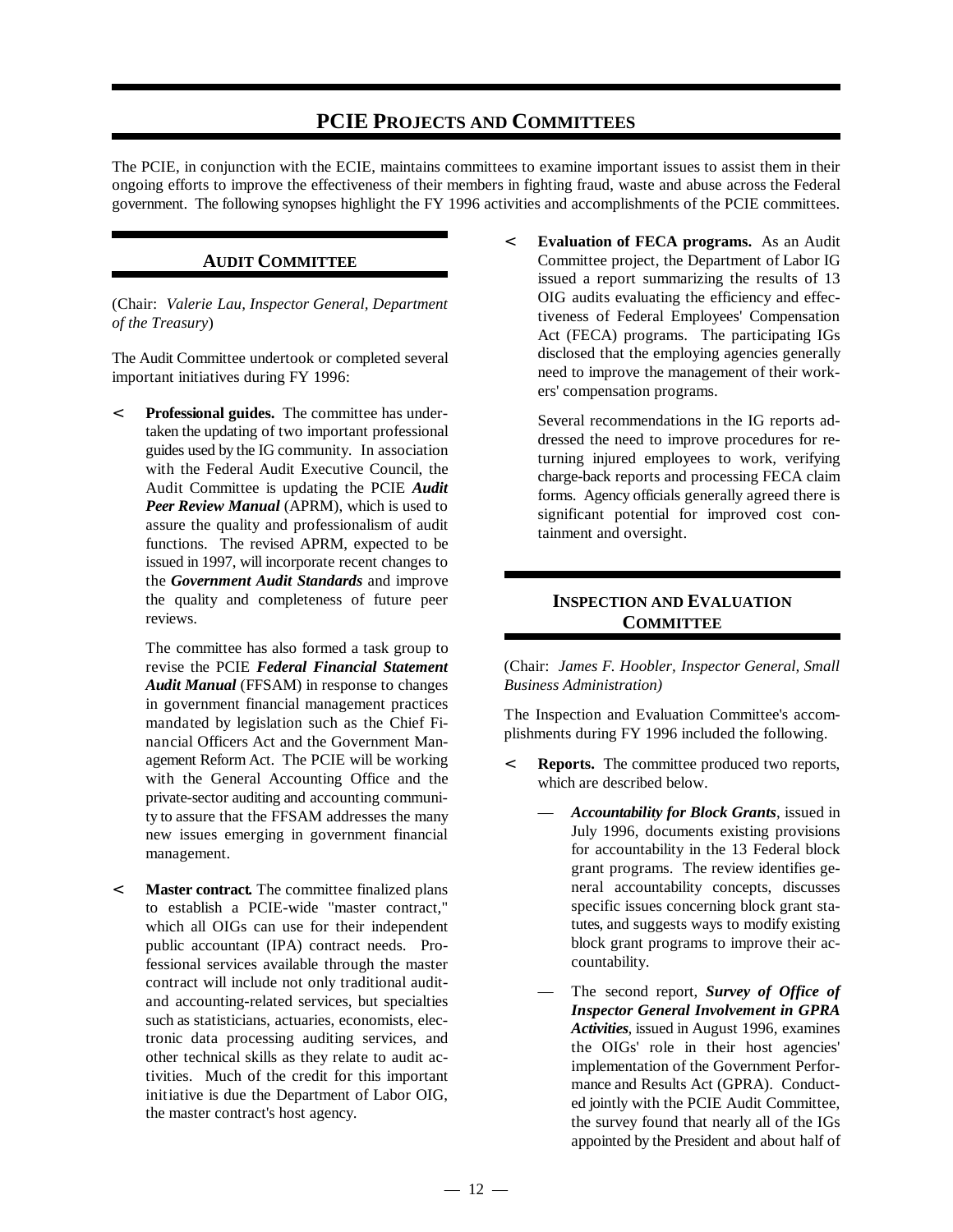# PCIE PROJECTS AND COMMITTEES

The PCIE, in conjunction with the ECIE, maintains committees to examine important issues to assist them in their ongoing efforts to improve the effectiveness of their members in fighting fraud, waste and abuse across the Federal government. The following synopses highlight the FY 1996 activities and accomplishments of the PCIE committees.

## AUDIT COMMITTEE

(Chair: *Valerie Lau, Inspector General, Department of the Treasury*)

The Audit Committee undertook or completed several important initiatives during FY 1996:

- **Professional guides.** The committee has undertaken the updating of two important professional guides used by the IG community. In association with the Federal Audit Executive Council, the Audit Committee is updating the PCIE ***Audit Peer Review Manual*** (APRM), which is used to assure the quality and professionalism of audit functions. The revised APRM, expected to be issued in 1997, will incorporate recent changes to the ***Government Audit Standards*** and improve the quality and completeness of future peer reviews.

  The committee has also formed a task group to revise the PCIE ***Federal Financial Statement Audit Manual*** (FFSAM) in response to changes in government financial management practices mandated by legislation such as the Chief Financial Officers Act and the Government Management Reform Act. The PCIE will be working with the General Accounting Office and the private-sector auditing and accounting community to assure that the FFSAM addresses the many new issues emerging in government financial management.

- **Master contract.** The committee finalized plans to establish a PCIE-wide "master contract," which all OIGs can use for their independent public accountant (IPA) contract needs. Professional services available through the master contract will include not only traditional audit- and accounting-related services, but specialties such as statisticians, actuaries, economists, electronic data processing auditing services, and other technical skills as they relate to audit activities. Much of the credit for this important initiative is due the Department of Labor OIG, the master contract's host agency.

- **Evaluation of FECA programs.** As an Audit Committee project, the Department of Labor IG issued a report summarizing the results of 13 OIG audits evaluating the efficiency and effectiveness of Federal Employees' Compensation Act (FECA) programs. The participating IGs disclosed that the employing agencies generally need to improve the management of their workers' compensation programs.

  Several recommendations in the IG reports addressed the need to improve procedures for returning injured employees to work, verifying charge-back reports and processing FECA claim forms. Agency officials generally agreed there is significant potential for improved cost containment and oversight.

## INSPECTION AND EVALUATION COMMITTEE

(Chair: *James F. Hoobler, Inspector General, Small Business Administration)*

The Inspection and Evaluation Committee's accomplishments during FY 1996 included the following.

- **Reports.** The committee produced two reports, which are described below.

  — ***Accountability for Block Grants***, issued in July 1996, documents existing provisions for accountability in the 13 Federal block grant programs. The review identifies general accountability concepts, discusses specific issues concerning block grant statutes, and suggests ways to modify existing block grant programs to improve their accountability.

  — The second report, ***Survey of Office of Inspector General Involvement in GPRA Activities***, issued in August 1996, examines the OIGs' role in their host agencies' implementation of the Government Performance and Results Act (GPRA). Conducted jointly with the PCIE Audit Committee, the survey found that nearly all of the IGs appointed by the President and about half of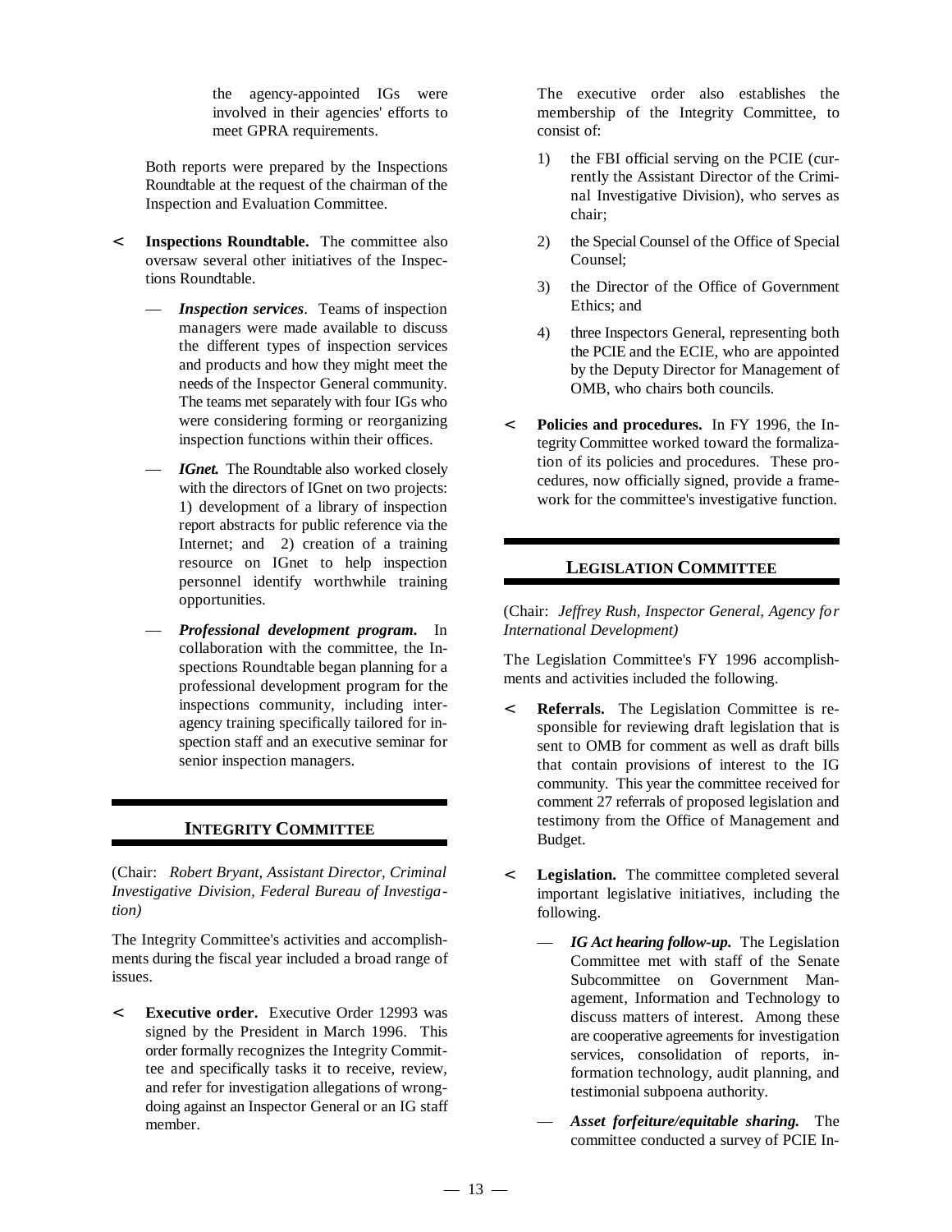the agency-appointed IGs were involved in their agencies' efforts to meet GPRA requirements.

Both reports were prepared by the Inspections Roundtable at the request of the chairman of the Inspection and Evaluation Committee.

- **Inspections Roundtable.** The committee also oversaw several other initiatives of the Inspections Roundtable.
  - ***Inspection services***. Teams of inspection managers were made available to discuss the different types of inspection services and products and how they might meet the needs of the Inspector General community. The teams met separately with four IGs who were considering forming or reorganizing inspection functions within their offices.
  - ***IGnet.*** The Roundtable also worked closely with the directors of IGnet on two projects: 1) development of a library of inspection report abstracts for public reference via the Internet; and 2) creation of a training resource on IGnet to help inspection personnel identify worthwhile training opportunities.
  - ***Professional development program.*** In collaboration with the committee, the Inspections Roundtable began planning for a professional development program for the inspections community, including interagency training specifically tailored for inspection staff and an executive seminar for senior inspection managers.

## INTEGRITY COMMITTEE

(Chair: *Robert Bryant, Assistant Director, Criminal Investigative Division, Federal Bureau of Investigation)*

The Integrity Committee's activities and accomplishments during the fiscal year included a broad range of issues.

- **Executive order.** Executive Order 12993 was signed by the President in March 1996. This order formally recognizes the Integrity Committee and specifically tasks it to receive, review, and refer for investigation allegations of wrongdoing against an Inspector General or an IG staff member.

  The executive order also establishes the membership of the Integrity Committee, to consist of:

  1) the FBI official serving on the PCIE (currently the Assistant Director of the Criminal Investigative Division), who serves as chair;
  2) the Special Counsel of the Office of Special Counsel;
  3) the Director of the Office of Government Ethics; and
  4) three Inspectors General, representing both the PCIE and the ECIE, who are appointed by the Deputy Director for Management of OMB, who chairs both councils.

- **Policies and procedures.** In FY 1996, the Integrity Committee worked toward the formalization of its policies and procedures. These procedures, now officially signed, provide a framework for the committee's investigative function.

## LEGISLATION COMMITTEE

(Chair: *Jeffrey Rush, Inspector General, Agency for International Development)*

The Legislation Committee's FY 1996 accomplishments and activities included the following.

- **Referrals.** The Legislation Committee is responsible for reviewing draft legislation that is sent to OMB for comment as well as draft bills that contain provisions of interest to the IG community. This year the committee received for comment 27 referrals of proposed legislation and testimony from the Office of Management and Budget.
- **Legislation.** The committee completed several important legislative initiatives, including the following.
  - ***IG Act hearing follow-up.*** The Legislation Committee met with staff of the Senate Subcommittee on Government Management, Information and Technology to discuss matters of interest. Among these are cooperative agreements for investigation services, consolidation of reports, information technology, audit planning, and testimonial subpoena authority.
  - ***Asset forfeiture/equitable sharing.*** The committee conducted a survey of PCIE In-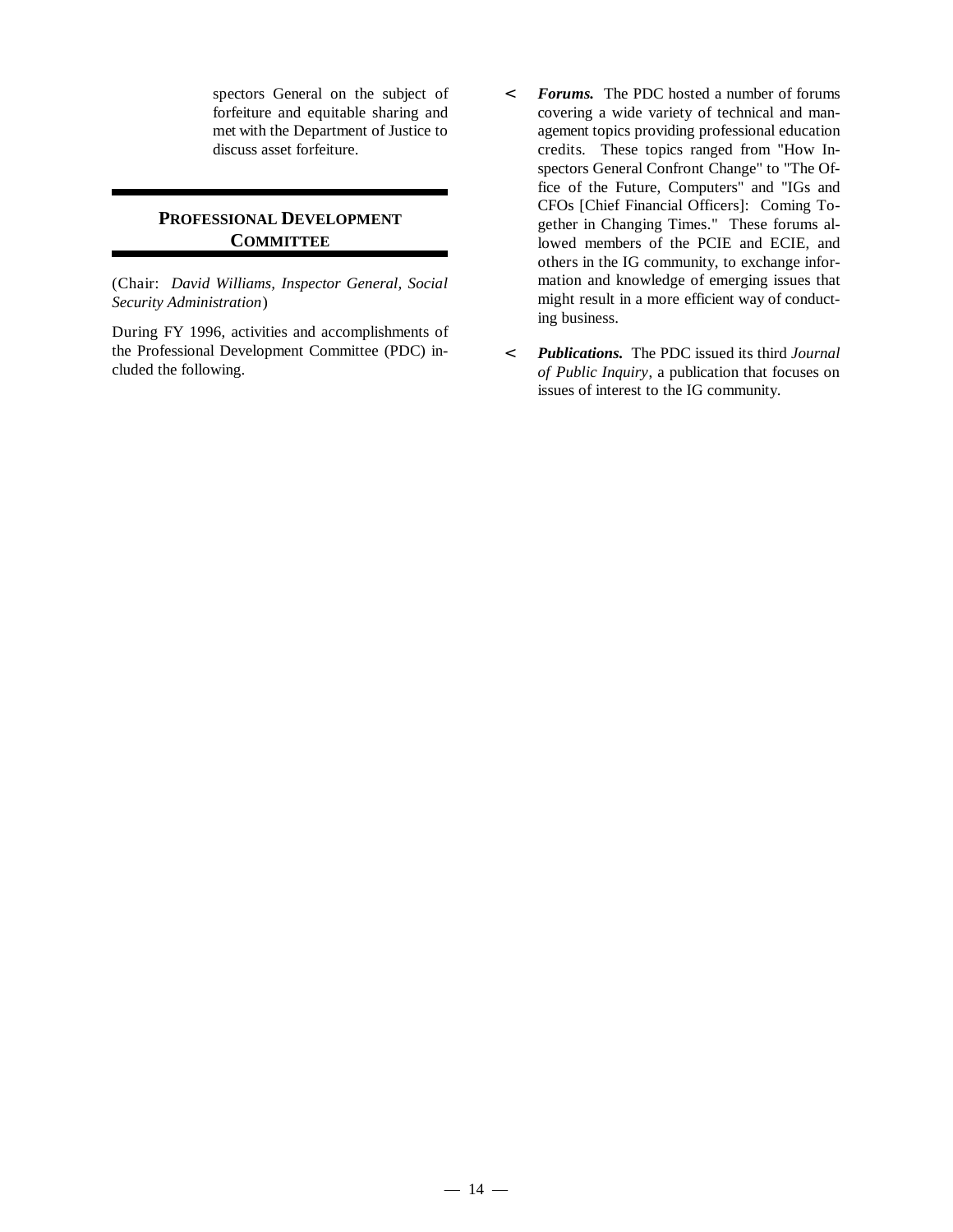spectors General on the subject of forfeiture and equitable sharing and met with the Department of Justice to discuss asset forfeiture.

## PROFESSIONAL DEVELOPMENT COMMITTEE

(Chair: *David Williams, Inspector General, Social Security Administration*)

During FY 1996, activities and accomplishments of the Professional Development Committee (PDC) included the following.

- ***Forums.*** The PDC hosted a number of forums covering a wide variety of technical and management topics providing professional education credits. These topics ranged from "How Inspectors General Confront Change" to "The Office of the Future, Computers" and "IGs and CFOs [Chief Financial Officers]: Coming Together in Changing Times." These forums allowed members of the PCIE and ECIE, and others in the IG community, to exchange information and knowledge of emerging issues that might result in a more efficient way of conducting business.

- ***Publications.*** The PDC issued its third *Journal of Public Inquiry*, a publication that focuses on issues of interest to the IG community.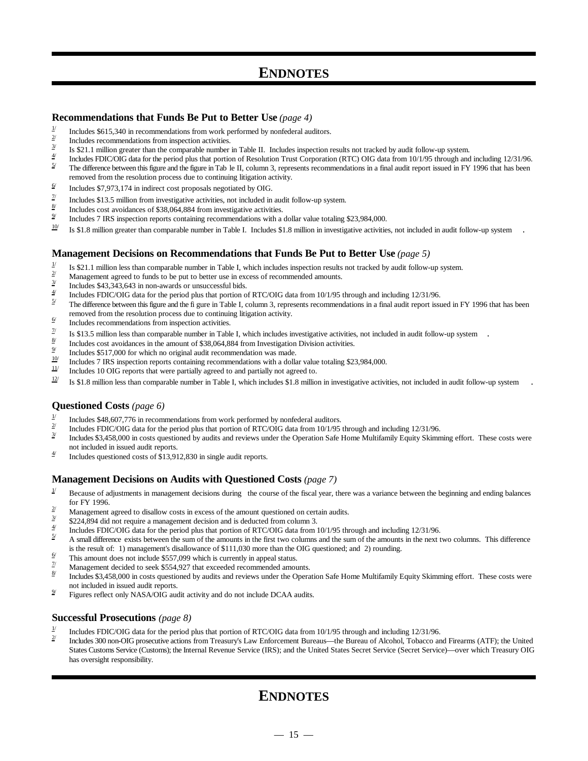# ENDNOTES

### Recommendations that Funds Be Put to Better Use *(page 4)*

[1] Includes $615,340 in recommendations from work performed by nonfederal auditors.
[2] Includes recommendations from inspection activities.
[3] Is $21.1 million greater than the comparable number in Table II. Includes inspection results not tracked by audit follow-up system.
[4] Includes FDIC/OIG data for the period plus that portion of Resolution Trust Corporation (RTC) OIG data from 10/1/95 through and including 12/31/96.
[5] The difference between this figure and the figure in Table II, column 3, represents recommendations in a final audit report issued in FY 1996 that has been removed from the resolution process due to continuing litigation activity.
[6] Includes $7,973,174 in indirect cost proposals negotiated by OIG.
[7] Includes $13.5 million from investigative activities, not included in audit follow-up system.
[8] Includes cost avoidances of $38,064,884 from investigative activities.
[9] Includes 7 IRS inspection reports containing recommendations with a dollar value totaling $23,984,000.
[10] Is $1.8 million greater than comparable number in Table I. Includes $1.8 million in investigative activities, not included in audit follow-up system.

### Management Decisions on Recommendations that Funds Be Put to Better Use *(page 5)*

[1] Is $21.1 million less than comparable number in Table I, which includes inspection results not tracked by audit follow-up system.
[2] Management agreed to funds to be put to better use in excess of recommended amounts.
[3] Includes $43,343,643 in non-awards or unsuccessful bids.
[4] Includes FDIC/OIG data for the period plus that portion of RTC/OIG data from 10/1/95 through and including 12/31/96.
[5] The difference between this figure and the figure in Table I, column 3, represents recommendations in a final audit report issued in FY 1996 that has been removed from the resolution process due to continuing litigation activity.
[6] Includes recommendations from inspection activities.
[7] Is $13.5 million less than comparable number in Table I, which includes investigative activities, not included in audit follow-up system.
[8] Includes cost avoidances in the amount of $38,064,884 from Investigation Division activities.
[9] Includes $517,000 for which no original audit recommendation was made.
[10] Includes 7 IRS inspection reports containing recommendations with a dollar value totaling $23,984,000.
[11] Includes 10 OIG reports that were partially agreed to and partially not agreed to.
[12] Is $1.8 million less than comparable number in Table I, which includes $1.8 million in investigative activities, not included in audit follow-up system.

### Questioned Costs *(page 6)*

[1] Includes $48,607,776 in recommendations from work performed by nonfederal auditors.
[2] Includes FDIC/OIG data for the period plus that portion of RTC/OIG data from 10/1/95 through and including 12/31/96.
[3] Includes $3,458,000 in costs questioned by audits and reviews under the Operation Safe Home Multifamily Equity Skimming effort. These costs were not included in issued audit reports.
[4] Includes questioned costs of $13,912,830 in single audit reports.

### Management Decisions on Audits with Questioned Costs *(page 7)*

[1] Because of adjustments in management decisions during the course of the fiscal year, there was a variance between the beginning and ending balances for FY 1996.
[2] Management agreed to disallow costs in excess of the amount questioned on certain audits.
[3] $224,894 did not require a management decision and is deducted from column 3.
[4] Includes FDIC/OIG data for the period plus that portion of RTC/OIG data from 10/1/95 through and including 12/31/96.
[5] A small difference exists between the sum of the amounts in the first two columns and the sum of the amounts in the next two columns. This difference is the result of: 1) management's disallowance of $111,030 more than the OIG questioned; and 2) rounding.
[6] This amount does not include $557,099 which is currently in appeal status.
[7] Management decided to seek $554,927 that exceeded recommended amounts.
[8] Includes $3,458,000 in costs questioned by audits and reviews under the Operation Safe Home Multifamily Equity Skimming effort. These costs were not included in issued audit reports.
[9] Figures reflect only NASA/OIG audit activity and do not include DCAA audits.

### Successful Prosecutions *(page 8)*

[1] Includes FDIC/OIG data for the period plus that portion of RTC/OIG data from 10/1/95 through and including 12/31/96.
[2] Includes 300 non-OIG prosecutive actions from Treasury's Law Enforcement Bureaus—the Bureau of Alcohol, Tobacco and Firearms (ATF); the United States Customs Service (Customs); the Internal Revenue Service (IRS); and the United States Secret Service (Secret Service)—over which Treasury OIG has oversight responsibility.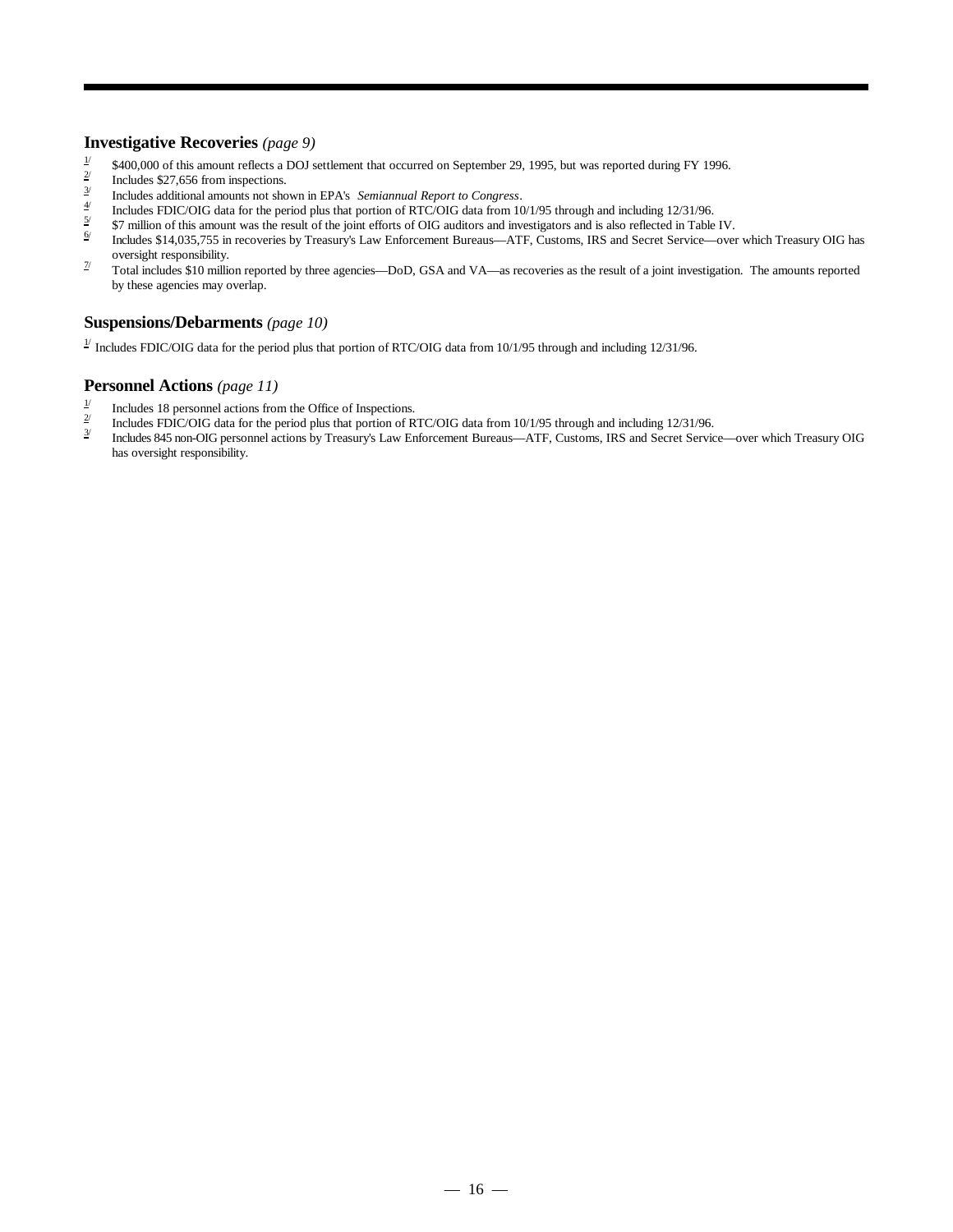### **Investigative Recoveries** *(page 9)*

1/ $400,000 of this amount reflects a DOJ settlement that occurred on September 29, 1995, but was reported during FY 1996.

2/ Includes $27,656 from inspections.

3/ Includes additional amounts not shown in EPA's *Semiannual Report to Congress*.

4/ Includes FDIC/OIG data for the period plus that portion of RTC/OIG data from 10/1/95 through and including 12/31/96.

5/ $7 million of this amount was the result of the joint efforts of OIG auditors and investigators and is also reflected in Table IV.

6/ Includes $14,035,755 in recoveries by Treasury's Law Enforcement Bureaus—ATF, Customs, IRS and Secret Service—over which Treasury OIG has oversight responsibility.

7/ Total includes $10 million reported by three agencies—DoD, GSA and VA—as recoveries as the result of a joint investigation. The amounts reported by these agencies may overlap.

### **Suspensions/Debarments** *(page 10)*

1/ Includes FDIC/OIG data for the period plus that portion of RTC/OIG data from 10/1/95 through and including 12/31/96.

### **Personnel Actions** *(page 11)*

1/ Includes 18 personnel actions from the Office of Inspections.

2/ Includes FDIC/OIG data for the period plus that portion of RTC/OIG data from 10/1/95 through and including 12/31/96.

3/ Includes 845 non-OIG personnel actions by Treasury's Law Enforcement Bureaus—ATF, Customs, IRS and Secret Service—over which Treasury OIG has oversight responsibility.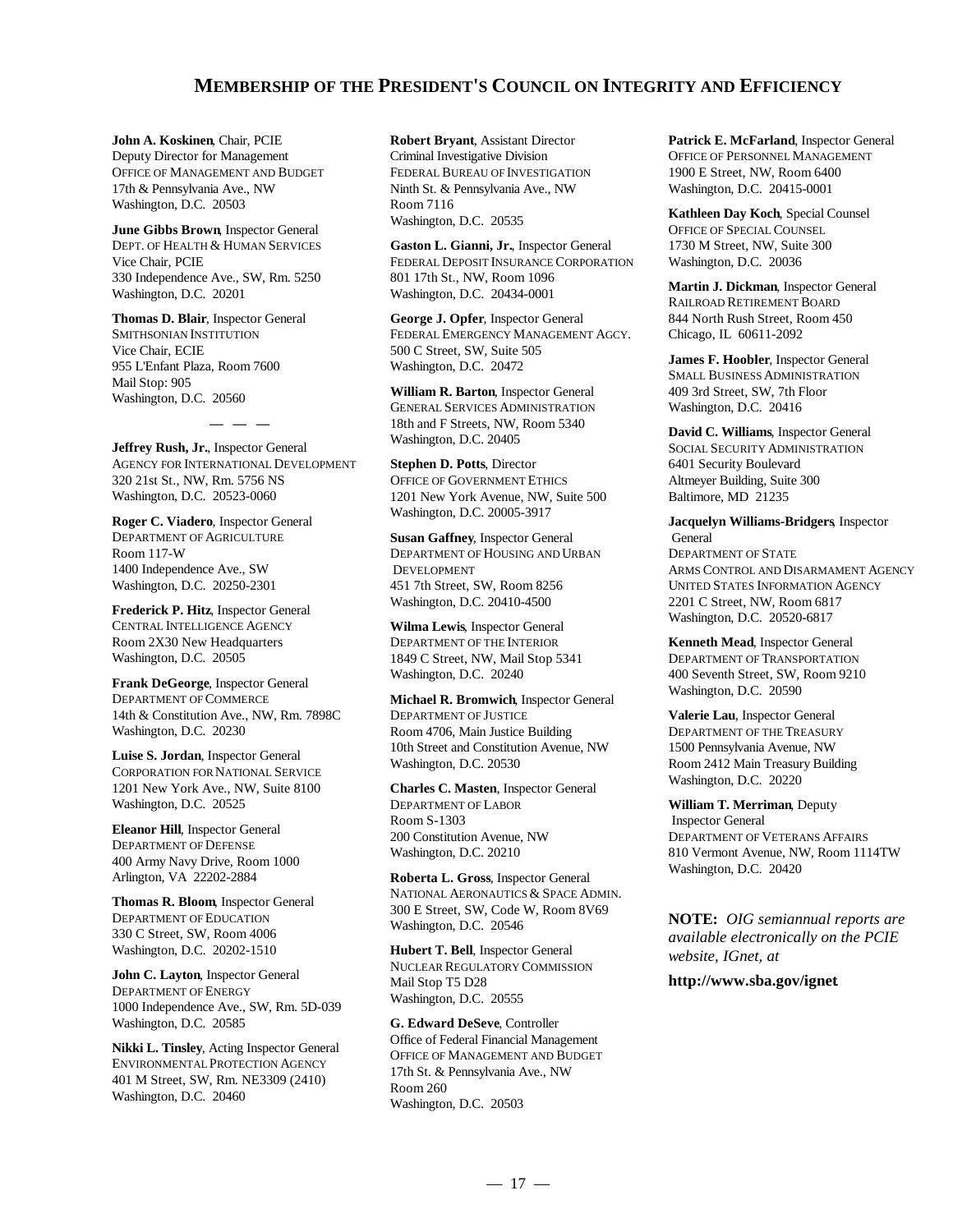## MEMBERSHIP OF THE PRESIDENT'S COUNCIL ON INTEGRITY AND EFFICIENCY

**John A. Koskinen**, Chair, PCIE
Deputy Director for Management
OFFICE OF MANAGEMENT AND BUDGET
17th & Pennsylvania Ave., NW
Washington, D.C. 20503

**June Gibbs Brown**, Inspector General
DEPT. OF HEALTH & HUMAN SERVICES
Vice Chair, PCIE
330 Independence Ave., SW, Rm. 5250
Washington, D.C. 20201

**Thomas D. Blair**, Inspector General
SMITHSONIAN INSTITUTION
Vice Chair, ECIE
955 L'Enfant Plaza, Room 7600
Mail Stop: 905
Washington, D.C. 20560

— — —

**Jeffrey Rush, Jr.**, Inspector General
AGENCY FOR INTERNATIONAL DEVELOPMENT
320 21st St., NW, Rm. 5756 NS
Washington, D.C. 20523-0060

**Roger C. Viadero**, Inspector General
DEPARTMENT OF AGRICULTURE
Room 117-W
1400 Independence Ave., SW
Washington, D.C. 20250-2301

**Frederick P. Hitz**, Inspector General
CENTRAL INTELLIGENCE AGENCY
Room 2X30 New Headquarters
Washington, D.C. 20505

**Frank DeGeorge**, Inspector General
DEPARTMENT OF COMMERCE
14th & Constitution Ave., NW, Rm. 7898C
Washington, D.C. 20230

**Luise S. Jordan**, Inspector General
CORPORATION FOR NATIONAL SERVICE
1201 New York Ave., NW, Suite 8100
Washington, D.C. 20525

**Eleanor Hill**, Inspector General
DEPARTMENT OF DEFENSE
400 Army Navy Drive, Room 1000
Arlington, VA 22202-2884

**Thomas R. Bloom**, Inspector General
DEPARTMENT OF EDUCATION
330 C Street, SW, Room 4006
Washington, D.C. 20202-1510

**John C. Layton**, Inspector General
DEPARTMENT OF ENERGY
1000 Independence Ave., SW, Rm. 5D-039
Washington, D.C. 20585

**Nikki L. Tinsley**, Acting Inspector General
ENVIRONMENTAL PROTECTION AGENCY
401 M Street, SW, Rm. NE3309 (2410)
Washington, D.C. 20460

**Robert Bryant**, Assistant Director
Criminal Investigative Division
FEDERAL BUREAU OF INVESTIGATION
Ninth St. & Pennsylvania Ave., NW
Room 7116
Washington, D.C. 20535

**Gaston L. Gianni, Jr.**, Inspector General
FEDERAL DEPOSIT INSURANCE CORPORATION
801 17th St., NW, Room 1096
Washington, D.C. 20434-0001

**George J. Opfer**, Inspector General
FEDERAL EMERGENCY MANAGEMENT AGCY.
500 C Street, SW, Suite 505
Washington, D.C. 20472

**William R. Barton**, Inspector General
GENERAL SERVICES ADMINISTRATION
18th and F Streets, NW, Room 5340
Washington, D.C. 20405

**Stephen D. Potts**, Director
OFFICE OF GOVERNMENT ETHICS
1201 New York Avenue, NW, Suite 500
Washington, D.C. 20005-3917

**Susan Gaffney**, Inspector General
DEPARTMENT OF HOUSING AND URBAN DEVELOPMENT
451 7th Street, SW, Room 8256
Washington, D.C. 20410-4500

**Wilma Lewis**, Inspector General
DEPARTMENT OF THE INTERIOR
1849 C Street, NW, Mail Stop 5341
Washington, D.C. 20240

**Michael R. Bromwich**, Inspector General
DEPARTMENT OF JUSTICE
Room 4706, Main Justice Building
10th Street and Constitution Avenue, NW
Washington, D.C. 20530

**Charles C. Masten**, Inspector General
DEPARTMENT OF LABOR
Room S-1303
200 Constitution Avenue, NW
Washington, D.C. 20210

**Roberta L. Gross**, Inspector General
NATIONAL AERONAUTICS & SPACE ADMIN.
300 E Street, SW, Code W, Room 8V69
Washington, D.C. 20546

**Hubert T. Bell**, Inspector General
NUCLEAR REGULATORY COMMISSION
Mail Stop T5 D28
Washington, D.C. 20555

**G. Edward DeSeve**, Controller
Office of Federal Financial Management
OFFICE OF MANAGEMENT AND BUDGET
17th St. & Pennsylvania Ave., NW
Room 260
Washington, D.C. 20503

**Patrick E. McFarland**, Inspector General
OFFICE OF PERSONNEL MANAGEMENT
1900 E Street, NW, Room 6400
Washington, D.C. 20415-0001

**Kathleen Day Koch**, Special Counsel
OFFICE OF SPECIAL COUNSEL
1730 M Street, NW, Suite 300
Washington, D.C. 20036

**Martin J. Dickman**, Inspector General
RAILROAD RETIREMENT BOARD
844 North Rush Street, Room 450
Chicago, IL 60611-2092

**James F. Hoobler**, Inspector General
SMALL BUSINESS ADMINISTRATION
409 3rd Street, SW, 7th Floor
Washington, D.C. 20416

**David C. Williams**, Inspector General
SOCIAL SECURITY ADMINISTRATION
6401 Security Boulevard
Altmeyer Building, Suite 300
Baltimore, MD 21235

**Jacquelyn Williams-Bridgers**, Inspector General
DEPARTMENT OF STATE
ARMS CONTROL AND DISARMAMENT AGENCY
UNITED STATES INFORMATION AGENCY
2201 C Street, NW, Room 6817
Washington, D.C. 20520-6817

**Kenneth Mead**, Inspector General
DEPARTMENT OF TRANSPORTATION
400 Seventh Street, SW, Room 9210
Washington, D.C. 20590

**Valerie Lau**, Inspector General
DEPARTMENT OF THE TREASURY
1500 Pennsylvania Avenue, NW
Room 2412 Main Treasury Building
Washington, D.C. 20220

**William T. Merriman**, Deputy Inspector General
DEPARTMENT OF VETERANS AFFAIRS
810 Vermont Avenue, NW, Room 1114TW
Washington, D.C. 20420

**NOTE:** *OIG semiannual reports are available electronically on the PCIE website, IGnet, at*

**http://www.sba.gov/ignet**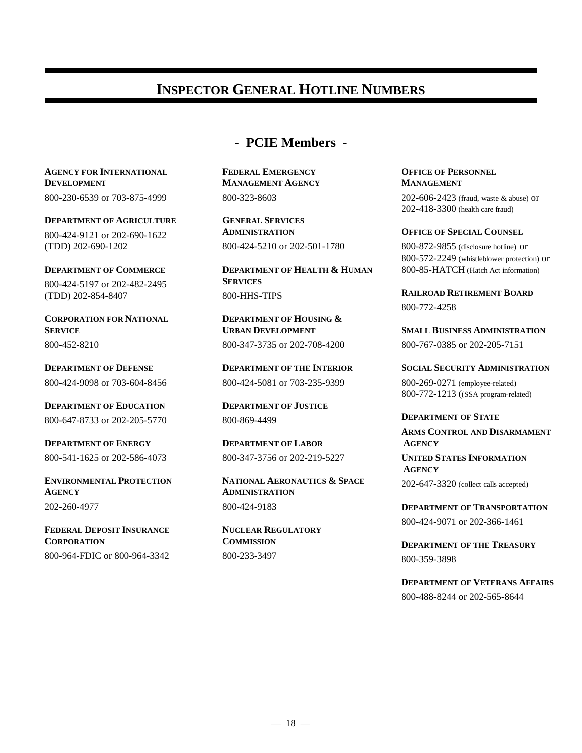# INSPECTOR GENERAL HOTLINE NUMBERS

## - PCIE Members -

**AGENCY FOR INTERNATIONAL DEVELOPMENT**
800-230-6539 or 703-875-4999

**DEPARTMENT OF AGRICULTURE**
800-424-9121 or 202-690-1622
(TDD) 202-690-1202

**DEPARTMENT OF COMMERCE**
800-424-5197 or 202-482-2495
(TDD) 202-854-8407

**CORPORATION FOR NATIONAL SERVICE**
800-452-8210

**DEPARTMENT OF DEFENSE**
800-424-9098 or 703-604-8456

**DEPARTMENT OF EDUCATION**
800-647-8733 or 202-205-5770

**DEPARTMENT OF ENERGY**
800-541-1625 or 202-586-4073

**ENVIRONMENTAL PROTECTION AGENCY**
202-260-4977

**FEDERAL DEPOSIT INSURANCE CORPORATION**
800-964-FDIC or 800-964-3342

**FEDERAL EMERGENCY MANAGEMENT AGENCY**
800-323-8603

**GENERAL SERVICES ADMINISTRATION**
800-424-5210 or 202-501-1780

**DEPARTMENT OF HEALTH & HUMAN SERVICES**
800-HHS-TIPS

**DEPARTMENT OF HOUSING & URBAN DEVELOPMENT**
800-347-3735 or 202-708-4200

**DEPARTMENT OF THE INTERIOR**
800-424-5081 or 703-235-9399

**DEPARTMENT OF JUSTICE**
800-869-4499

**DEPARTMENT OF LABOR**
800-347-3756 or 202-219-5227

**NATIONAL AERONAUTICS & SPACE ADMINISTRATION**
800-424-9183

**NUCLEAR REGULATORY COMMISSION**
800-233-3497

**OFFICE OF PERSONNEL MANAGEMENT**
202-606-2423 (fraud, waste & abuse) or
202-418-3300 (health care fraud)

**OFFICE OF SPECIAL COUNSEL**
800-872-9855 (disclosure hotline) or
800-572-2249 (whistleblower protection) or
800-85-HATCH (Hatch Act information)

**RAILROAD RETIREMENT BOARD**
800-772-4258

**SMALL BUSINESS ADMINISTRATION**
800-767-0385 or 202-205-7151

**SOCIAL SECURITY ADMINISTRATION**
800-269-0271 (employee-related)
800-772-1213 ((SSA program-related)

**DEPARTMENT OF STATE**

**ARMS CONTROL AND DISARMAMENT AGENCY**

**UNITED STATES INFORMATION AGENCY**

202-647-3320 (collect calls accepted)

**DEPARTMENT OF TRANSPORTATION**
800-424-9071 or 202-366-1461

**DEPARTMENT OF THE TREASURY**
800-359-3898

**DEPARTMENT OF VETERANS AFFAIRS**
800-488-8244 or 202-565-8644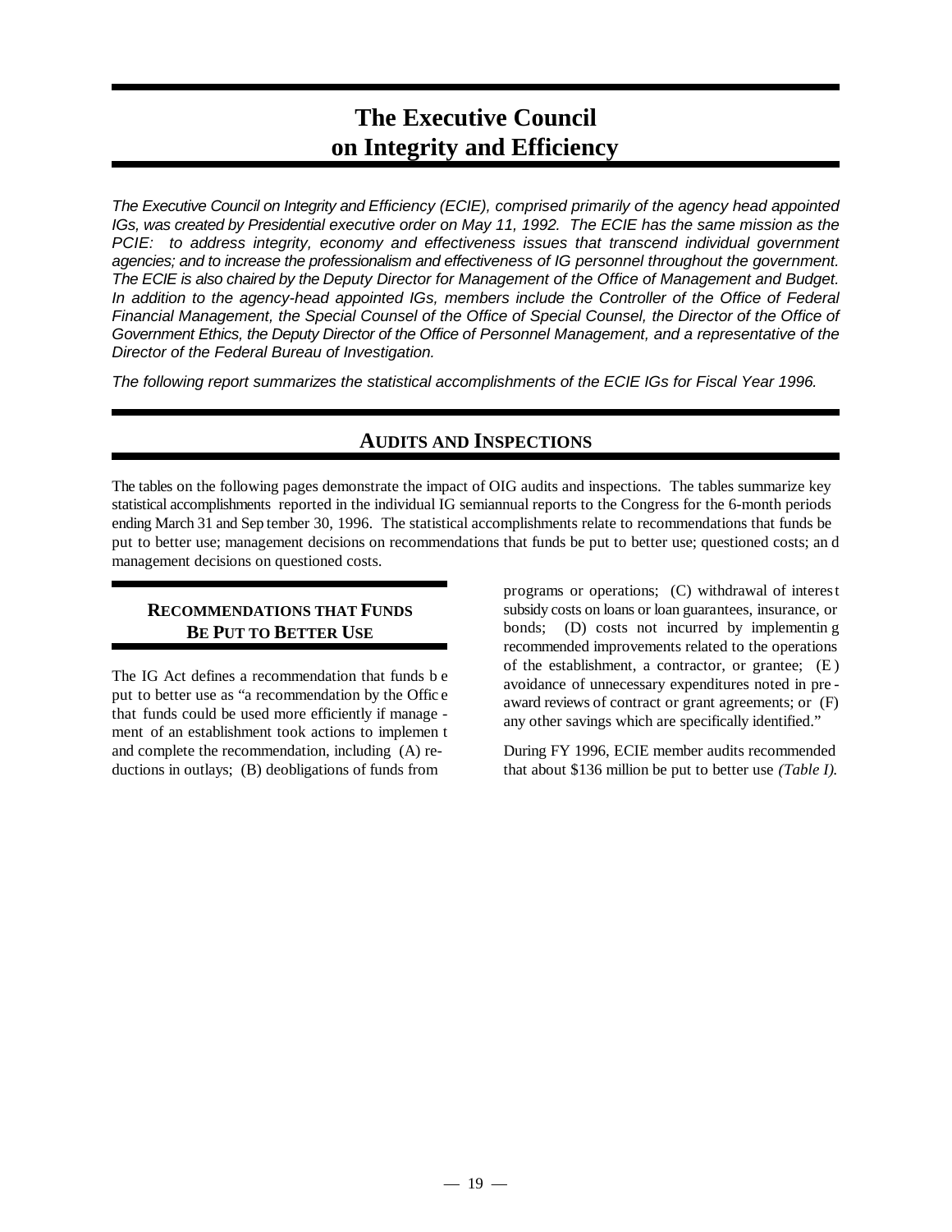# The Executive Council on Integrity and Efficiency

*The Executive Council on Integrity and Efficiency (ECIE), comprised primarily of the agency head appointed IGs, was created by Presidential executive order on May 11, 1992. The ECIE has the same mission as the PCIE: to address integrity, economy and effectiveness issues that transcend individual government agencies; and to increase the professionalism and effectiveness of IG personnel throughout the government. The ECIE is also chaired by the Deputy Director for Management of the Office of Management and Budget. In addition to the agency-head appointed IGs, members include the Controller of the Office of Federal Financial Management, the Special Counsel of the Office of Special Counsel, the Director of the Office of Government Ethics, the Deputy Director of the Office of Personnel Management, and a representative of the Director of the Federal Bureau of Investigation.*

*The following report summarizes the statistical accomplishments of the ECIE IGs for Fiscal Year 1996.*

## Audits and Inspections

The tables on the following pages demonstrate the impact of OIG audits and inspections. The tables summarize key statistical accomplishments reported in the individual IG semiannual reports to the Congress for the 6-month periods ending March 31 and September 30, 1996. The statistical accomplishments relate to recommendations that funds be put to better use; management decisions on recommendations that funds be put to better use; questioned costs; and management decisions on questioned costs.

### Recommendations that Funds Be Put to Better Use

The IG Act defines a recommendation that funds be put to better use as "a recommendation by the Office that funds could be used more efficiently if management of an establishment took actions to implement and complete the recommendation, including (A) reductions in outlays; (B) deobligations of funds from programs or operations; (C) withdrawal of interest subsidy costs on loans or loan guarantees, insurance, or bonds; (D) costs not incurred by implementing recommended improvements related to the operations of the establishment, a contractor, or grantee; (E) avoidance of unnecessary expenditures noted in pre-award reviews of contract or grant agreements; or (F) any other savings which are specifically identified."

During FY 1996, ECIE member audits recommended that about $136 million be put to better use *(Table I)*.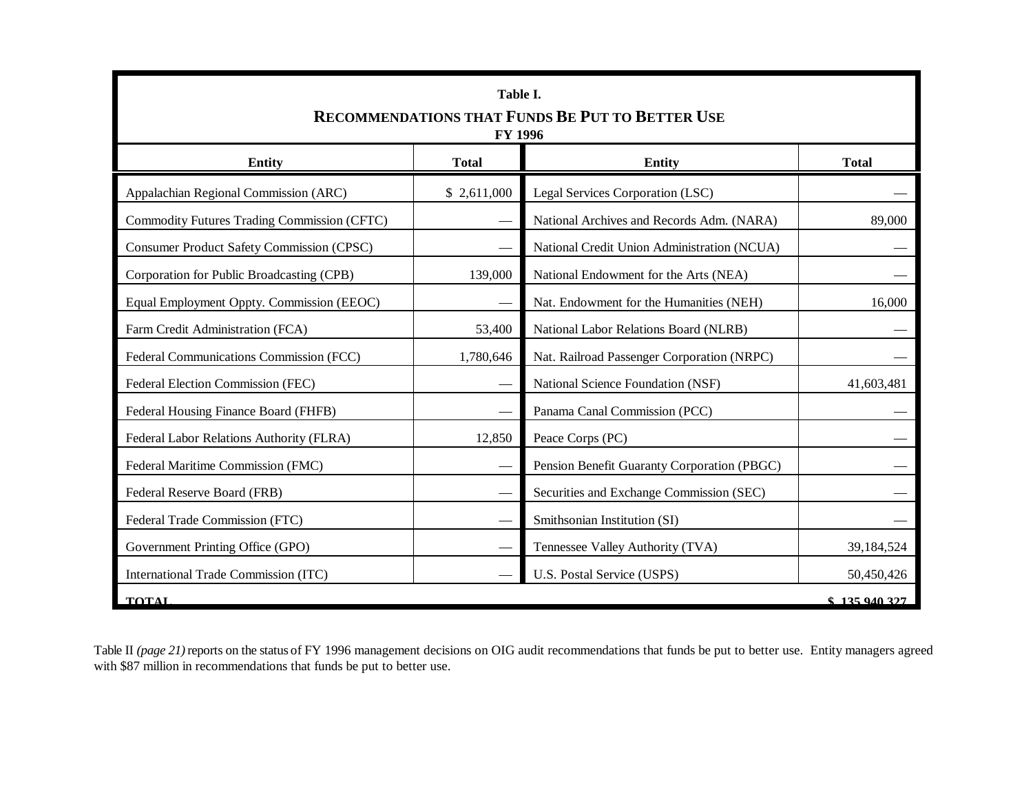**Table I.**

**RECOMMENDATIONS THAT FUNDS BE PUT TO BETTER USE**

**FY 1996**

| Entity | Total | Entity | Total |
|---|---|---|---|
| Appalachian Regional Commission (ARC) | $ 2,611,000 | Legal Services Corporation (LSC) | — |
| Commodity Futures Trading Commission (CFTC) | — | National Archives and Records Adm. (NARA) | 89,000 |
| Consumer Product Safety Commission (CPSC) | — | National Credit Union Administration (NCUA) | — |
| Corporation for Public Broadcasting (CPB) | 139,000 | National Endowment for the Arts (NEA) | — |
| Equal Employment Oppty. Commission (EEOC) | — | Nat. Endowment for the Humanities (NEH) | 16,000 |
| Farm Credit Administration (FCA) | 53,400 | National Labor Relations Board (NLRB) | — |
| Federal Communications Commission (FCC) | 1,780,646 | Nat. Railroad Passenger Corporation (NRPC) | — |
| Federal Election Commission (FEC) | — | National Science Foundation (NSF) | 41,603,481 |
| Federal Housing Finance Board (FHFB) | — | Panama Canal Commission (PCC) | — |
| Federal Labor Relations Authority (FLRA) | 12,850 | Peace Corps (PC) | — |
| Federal Maritime Commission (FMC) | — | Pension Benefit Guaranty Corporation (PBGC) | — |
| Federal Reserve Board (FRB) | — | Securities and Exchange Commission (SEC) | — |
| Federal Trade Commission (FTC) | — | Smithsonian Institution (SI) | — |
| Government Printing Office (GPO) | — | Tennessee Valley Authority (TVA) | 39,184,524 |
| International Trade Commission (ITC) | — | U.S. Postal Service (USPS) | 50,450,426 |
| **TOTAL** | | | **$ 135,940,327** |

Table II *(page 21)* reports on the status of FY 1996 management decisions on OIG audit recommendations that funds be put to better use. Entity managers agreed with $87 million in recommendations that funds be put to better use.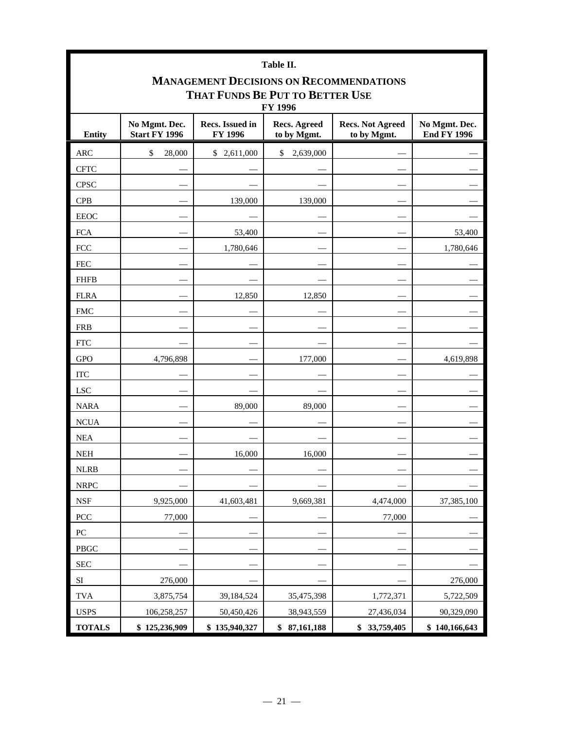# Table II.

## MANAGEMENT DECISIONS ON RECOMMENDATIONS THAT FUNDS BE PUT TO BETTER USE

### FY 1996

| Entity | No Mgmt. Dec. Start FY 1996 | Recs. Issued in FY 1996 | Recs. Agreed to by Mgmt. | Recs. Not Agreed to by Mgmt. | No Mgmt. Dec. End FY 1996 |
|---|---|---|---|---|---|
| ARC | $ 28,000 | $ 2,611,000 | $ 2,639,000 | — | — |
| CFTC | — | — | — | — | — |
| CPSC | — | — | — | — | — |
| CPB | — | 139,000 | 139,000 | — | — |
| EEOC | — | — | — | — | — |
| FCA | — | 53,400 | — | — | 53,400 |
| FCC | — | 1,780,646 | — | — | 1,780,646 |
| FEC | — | — | — | — | — |
| FHFB | — | — | — | — | — |
| FLRA | — | 12,850 | 12,850 | — | — |
| FMC | — | — | — | — | — |
| FRB | — | — | — | — | — |
| FTC | — | — | — | — | — |
| GPO | 4,796,898 | — | 177,000 | — | 4,619,898 |
| ITC | — | — | — | — | — |
| LSC | — | — | — | — | — |
| NARA | — | 89,000 | 89,000 | — | — |
| NCUA | — | — | — | — | — |
| NEA | — | — | — | — | — |
| NEH | — | 16,000 | 16,000 | — | — |
| NLRB | — | — | — | — | — |
| NRPC | — | — | — | — | — |
| NSF | 9,925,000 | 41,603,481 | 9,669,381 | 4,474,000 | 37,385,100 |
| PCC | 77,000 | — | — | 77,000 | — |
| PC | — | — | — | — | — |
| PBGC | — | — | — | — | — |
| SEC | — | — | — | — | — |
| SI | 276,000 | — | — | — | 276,000 |
| TVA | 3,875,754 | 39,184,524 | 35,475,398 | 1,772,371 | 5,722,509 |
| USPS | 106,258,257 | 50,450,426 | 38,943,559 | 27,436,034 | 90,329,090 |
| **TOTALS** | **$ 125,236,909** | **$ 135,940,327** | **$ 87,161,188** | **$ 33,759,405** | **$ 140,166,643** |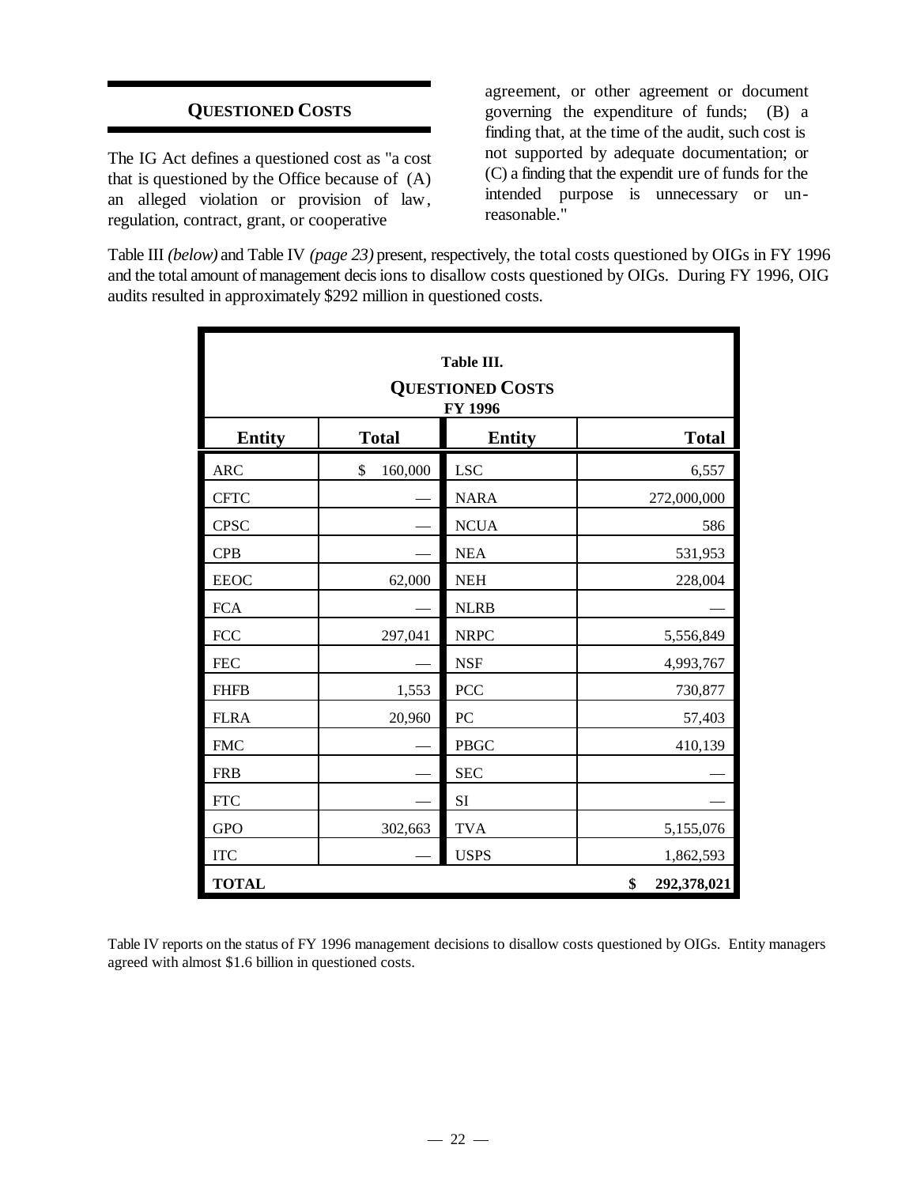## Questioned Costs

The IG Act defines a questioned cost as "a cost that is questioned by the Office because of (A) an alleged violation or provision of law, regulation, contract, grant, or cooperative agreement, or other agreement or document governing the expenditure of funds; (B) a finding that, at the time of the audit, such cost is not supported by adequate documentation; or (C) a finding that the expenditure of funds for the intended purpose is unnecessary or unreasonable."

Table III *(below)* and Table IV *(page 23)* present, respectively, the total costs questioned by OIGs in FY 1996 and the total amount of management decisions to disallow costs questioned by OIGs. During FY 1996, OIG audits resulted in approximately $292 million in questioned costs.

**Table III.**
**QUESTIONED COSTS**
**FY 1996**

| Entity | Total | Entity | Total |
|---|---|---|---|
| ARC | $ 160,000 | LSC | 6,557 |
| CFTC | — | NARA | 272,000,000 |
| CPSC | — | NCUA | 586 |
| CPB | — | NEA | 531,953 |
| EEOC | 62,000 | NEH | 228,004 |
| FCA | — | NLRB | — |
| FCC | 297,041 | NRPC | 5,556,849 |
| FEC | — | NSF | 4,993,767 |
| FHFB | 1,553 | PCC | 730,877 |
| FLRA | 20,960 | PC | 57,403 |
| FMC | — | PBGC | 410,139 |
| FRB | — | SEC | — |
| FTC | — | SI | — |
| GPO | 302,663 | TVA | 5,155,076 |
| ITC | — | USPS | 1,862,593 |
| **TOTAL** | | | **$ 292,378,021** |

Table IV reports on the status of FY 1996 management decisions to disallow costs questioned by OIGs. Entity managers agreed with almost $1.6 billion in questioned costs.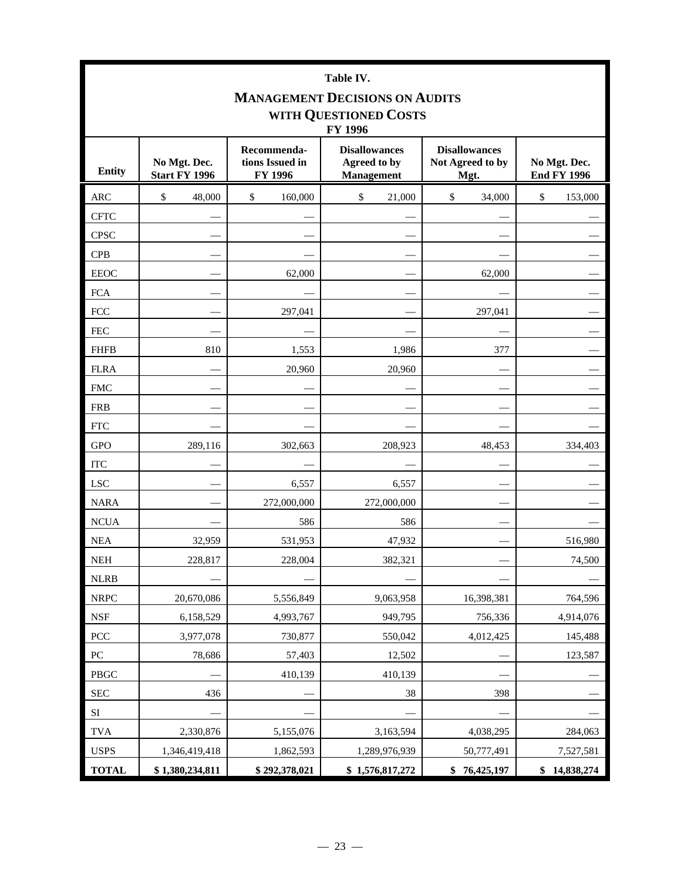# Table IV.

## Management Decisions on Audits with Questioned Costs

### FY 1996

| Entity | No Mgt. Dec. Start FY 1996 | Recommendations Issued in FY 1996 | Disallowances Agreed to by Management | Disallowances Not Agreed to by Mgt. | No Mgt. Dec. End FY 1996 |
|---|---|---|---|---|---|
| ARC | $ 48,000 | $ 160,000 | $ 21,000 | $ 34,000 | $ 153,000 |
| CFTC | — | — | — | — | — |
| CPSC | — | — | — | — | — |
| CPB | — | — | — | — | — |
| EEOC | — | 62,000 | — | 62,000 | — |
| FCA | — | — | — | — | — |
| FCC | — | 297,041 | — | 297,041 | — |
| FEC | — | — | — | — | — |
| FHFB | 810 | 1,553 | 1,986 | 377 | — |
| FLRA | — | 20,960 | 20,960 | — | — |
| FMC | — | — | — | — | — |
| FRB | — | — | — | — | — |
| FTC | — | — | — | — | — |
| GPO | 289,116 | 302,663 | 208,923 | 48,453 | 334,403 |
| ITC | — | — | — | — | — |
| LSC | — | 6,557 | 6,557 | — | — |
| NARA | — | 272,000,000 | 272,000,000 | — | — |
| NCUA | — | 586 | 586 | — | — |
| NEA | 32,959 | 531,953 | 47,932 | — | 516,980 |
| NEH | 228,817 | 228,004 | 382,321 | — | 74,500 |
| NLRB | — | — | — | — | — |
| NRPC | 20,670,086 | 5,556,849 | 9,063,958 | 16,398,381 | 764,596 |
| NSF | 6,158,529 | 4,993,767 | 949,795 | 756,336 | 4,914,076 |
| PCC | 3,977,078 | 730,877 | 550,042 | 4,012,425 | 145,488 |
| PC | 78,686 | 57,403 | 12,502 | — | 123,587 |
| PBGC | — | 410,139 | 410,139 | — | — |
| SEC | 436 | — | 38 | 398 | — |
| SI | — | — | — | — | — |
| TVA | 2,330,876 | 5,155,076 | 3,163,594 | 4,038,295 | 284,063 |
| USPS | 1,346,419,418 | 1,862,593 | 1,289,976,939 | 50,777,491 | 7,527,581 |
| **TOTAL** | **$ 1,380,234,811** | **$ 292,378,021** | **$ 1,576,817,272** | **$ 76,425,197** | **$ 14,838,274** |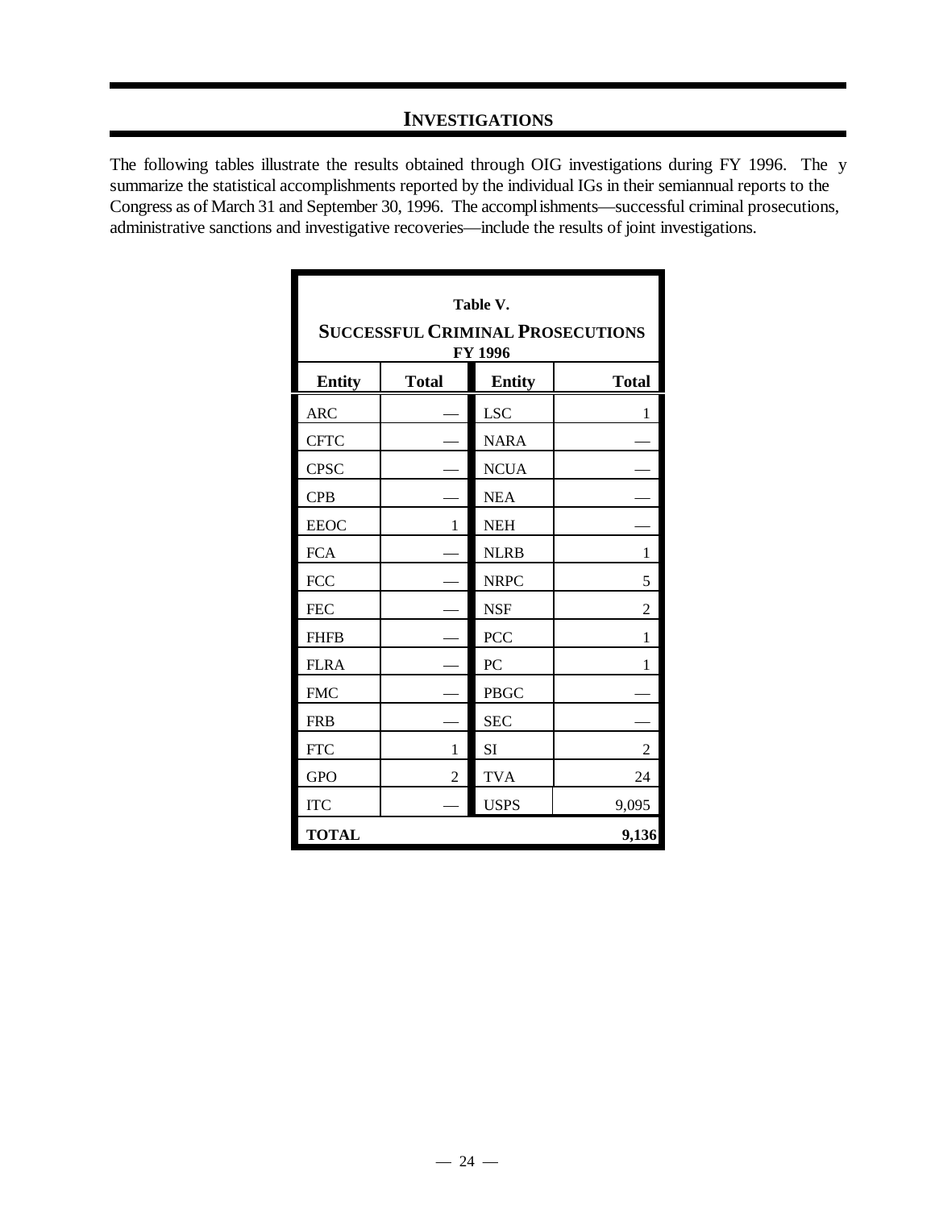## INVESTIGATIONS

The following tables illustrate the results obtained through OIG investigations during FY 1996. They summarize the statistical accomplishments reported by the individual IGs in their semiannual reports to the Congress as of March 31 and September 30, 1996. The accomplishments—successful criminal prosecutions, administrative sanctions and investigative recoveries—include the results of joint investigations.

**Table V.**
**SUCCESSFUL CRIMINAL PROSECUTIONS**
**FY 1996**

| Entity | Total | Entity | Total |
|---|---|---|---|
| ARC | — | LSC | 1 |
| CFTC | — | NARA | — |
| CPSC | — | NCUA | — |
| CPB | — | NEA | — |
| EEOC | 1 | NEH | — |
| FCA | — | NLRB | 1 |
| FCC | — | NRPC | 5 |
| FEC | — | NSF | 2 |
| FHFB | — | PCC | 1 |
| FLRA | — | PC | 1 |
| FMC | — | PBGC | — |
| FRB | — | SEC | — |
| FTC | 1 | SI | 2 |
| GPO | 2 | TVA | 24 |
| ITC | — | USPS | 9,095 |
| **TOTAL** | | | **9,136** |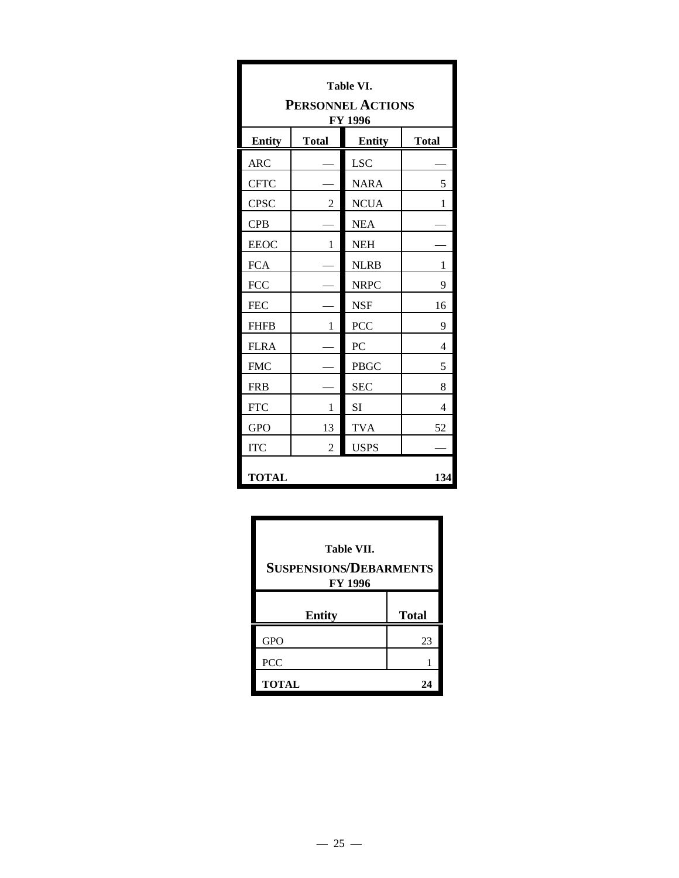**Table VI.**

**PERSONNEL ACTIONS**

**FY 1996**

| Entity | Total | Entity | Total |
|---|---|---|---|
| ARC | — | LSC | — |
| CFTC | — | NARA | 5 |
| CPSC | 2 | NCUA | 1 |
| CPB | — | NEA | — |
| EEOC | 1 | NEH | — |
| FCA | — | NLRB | 1 |
| FCC | — | NRPC | 9 |
| FEC | — | NSF | 16 |
| FHFB | 1 | PCC | 9 |
| FLRA | — | PC | 4 |
| FMC | — | PBGC | 5 |
| FRB | — | SEC | 8 |
| FTC | 1 | SI | 4 |
| GPO | 13 | TVA | 52 |
| ITC | 2 | USPS | — |
| **TOTAL** | | | **134** |

**Table VII.**

**SUSPENSIONS/DEBARMENTS**

**FY 1996**

| Entity | Total |
|---|---|
| GPO | 23 |
| PCC | 1 |
| **TOTAL** | **24** |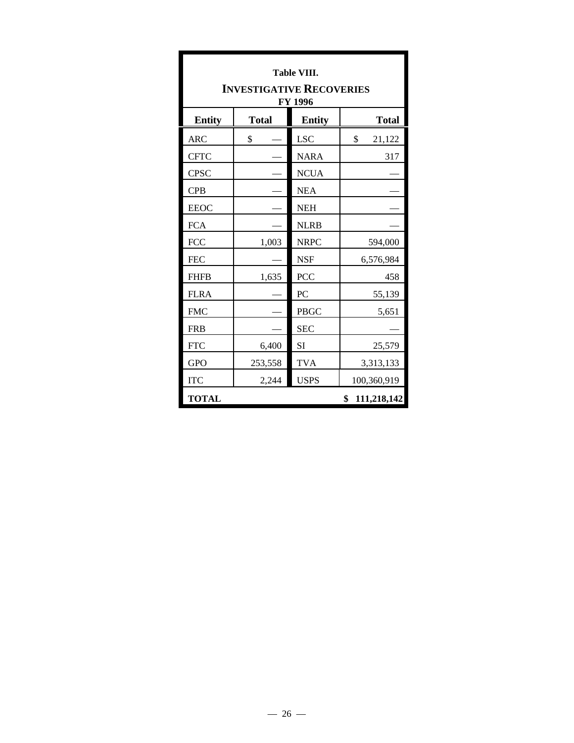## Table VIII.

### INVESTIGATIVE RECOVERIES

**FY 1996**

| Entity | Total | Entity | Total |
|---|---|---|---|
| ARC | $ — | LSC | $ 21,122 |
| CFTC | — | NARA | 317 |
| CPSC | — | NCUA | — |
| CPB | — | NEA | — |
| EEOC | — | NEH | — |
| FCA | — | NLRB | — |
| FCC | 1,003 | NRPC | 594,000 |
| FEC | — | NSF | 6,576,984 |
| FHFB | 1,635 | PCC | 458 |
| FLRA | — | PC | 55,139 |
| FMC | — | PBGC | 5,651 |
| FRB | — | SEC | — |
| FTC | 6,400 | SI | 25,579 |
| GPO | 253,558 | TVA | 3,313,133 |
| ITC | 2,244 | USPS | 100,360,919 |
| **TOTAL** | | | **$ 111,218,142** |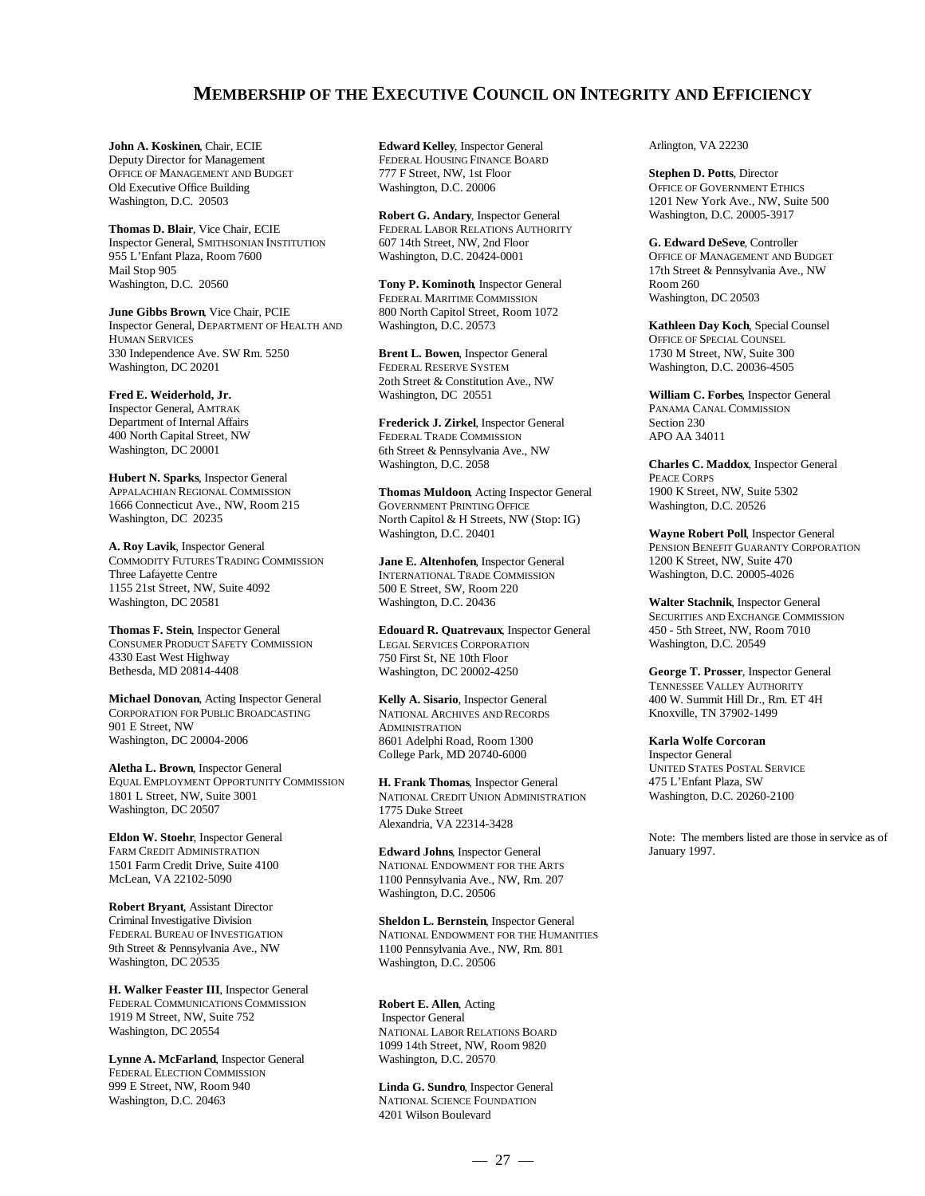# Membership of the Executive Council on Integrity and Efficiency

**John A. Koskinen**, Chair, ECIE
Deputy Director for Management
OFFICE OF MANAGEMENT AND BUDGET
Old Executive Office Building
Washington, D.C. 20503

**Thomas D. Blair**, Vice Chair, ECIE
Inspector General, SMITHSONIAN INSTITUTION
955 L'Enfant Plaza, Room 7600
Mail Stop 905
Washington, D.C. 20560

**June Gibbs Brown**, Vice Chair, PCIE
Inspector General, DEPARTMENT OF HEALTH AND HUMAN SERVICES
330 Independence Ave. SW Rm. 5250
Washington, DC 20201

**Fred E. Weiderhold, Jr.**
Inspector General, AMTRAK
Department of Internal Affairs
400 North Capital Street, NW
Washington, DC 20001

**Hubert N. Sparks**, Inspector General
APPALACHIAN REGIONAL COMMISSION
1666 Connecticut Ave., NW, Room 215
Washington, DC 20235

**A. Roy Lavik**, Inspector General
COMMODITY FUTURES TRADING COMMISSION
Three Lafayette Centre
1155 21st Street, NW, Suite 4092
Washington, DC 20581

**Thomas F. Stein**, Inspector General
CONSUMER PRODUCT SAFETY COMMISSION
4330 East West Highway
Bethesda, MD 20814-4408

**Michael Donovan**, Acting Inspector General
CORPORATION FOR PUBLIC BROADCASTING
901 E Street, NW
Washington, DC 20004-2006

**Aletha L. Brown**, Inspector General
EQUAL EMPLOYMENT OPPORTUNITY COMMISSION
1801 L Street, NW, Suite 3001
Washington, DC 20507

**Eldon W. Stoehr**, Inspector General
FARM CREDIT ADMINISTRATION
1501 Farm Credit Drive, Suite 4100
McLean, VA 22102-5090

**Robert Bryant**, Assistant Director
Criminal Investigative Division
FEDERAL BUREAU OF INVESTIGATION
9th Street & Pennsylvania Ave., NW
Washington, DC 20535

**H. Walker Feaster III**, Inspector General
FEDERAL COMMUNICATIONS COMMISSION
1919 M Street, NW, Suite 752
Washington, DC 20554

**Lynne A. McFarland**, Inspector General
FEDERAL ELECTION COMMISSION
999 E Street, NW, Room 940
Washington, D.C. 20463

**Edward Kelley**, Inspector General
FEDERAL HOUSING FINANCE BOARD
777 F Street, NW, 1st Floor
Washington, D.C. 20006

**Robert G. Andary**, Inspector General
FEDERAL LABOR RELATIONS AUTHORITY
607 14th Street, NW, 2nd Floor
Washington, D.C. 20424-0001

**Tony P. Kominoth**, Inspector General
FEDERAL MARITIME COMMISSION
800 North Capitol Street, Room 1072
Washington, D.C. 20573

**Brent L. Bowen**, Inspector General
FEDERAL RESERVE SYSTEM
2oth Street & Constitution Ave., NW
Washington, DC 20551

**Frederick J. Zirkel**, Inspector General
FEDERAL TRADE COMMISSION
6th Street & Pennsylvania Ave., NW
Washington, D.C. 2058

**Thomas Muldoon**, Acting Inspector General
GOVERNMENT PRINTING OFFICE
North Capitol & H Streets, NW (Stop: IG)
Washington, D.C. 20401

**Jane E. Altenhofen**, Inspector General
INTERNATIONAL TRADE COMMISSION
500 E Street, SW, Room 220
Washington, D.C. 20436

**Edouard R. Quatrevaux**, Inspector General
LEGAL SERVICES CORPORATION
750 First St, NE 10th Floor
Washington, DC 20002-4250

**Kelly A. Sisario**, Inspector General
NATIONAL ARCHIVES AND RECORDS ADMINISTRATION
8601 Adelphi Road, Room 1300
College Park, MD 20740-6000

**H. Frank Thomas**, Inspector General
NATIONAL CREDIT UNION ADMINISTRATION
1775 Duke Street
Alexandria, VA 22314-3428

**Edward Johns**, Inspector General
NATIONAL ENDOWMENT FOR THE ARTS
1100 Pennsylvania Ave., NW, Rm. 207
Washington, D.C. 20506

**Sheldon L. Bernstein**, Inspector General
NATIONAL ENDOWMENT FOR THE HUMANITIES
1100 Pennsylvania Ave., NW, Rm. 801
Washington, D.C. 20506

**Robert E. Allen**, Acting Inspector General
NATIONAL LABOR RELATIONS BOARD
1099 14th Street, NW, Room 9820
Washington, D.C. 20570

**Linda G. Sundro**, Inspector General
NATIONAL SCIENCE FOUNDATION
4201 Wilson Boulevard
Arlington, VA 22230

**Stephen D. Potts**, Director
OFFICE OF GOVERNMENT ETHICS
1201 New York Ave., NW, Suite 500
Washington, D.C. 20005-3917

**G. Edward DeSeve**, Controller
OFFICE OF MANAGEMENT AND BUDGET
17th Street & Pennsylvania Ave., NW
Room 260
Washington, DC 20503

**Kathleen Day Koch**, Special Counsel
OFFICE OF SPECIAL COUNSEL
1730 M Street, NW, Suite 300
Washington, D.C. 20036-4505

**William C. Forbes**, Inspector General
PANAMA CANAL COMMISSION
Section 230
APO AA 34011

**Charles C. Maddox**, Inspector General
PEACE CORPS
1900 K Street, NW, Suite 5302
Washington, D.C. 20526

**Wayne Robert Poll**, Inspector General
PENSION BENEFIT GUARANTY CORPORATION
1200 K Street, NW, Suite 470
Washington, D.C. 20005-4026

**Walter Stachnik**, Inspector General
SECURITIES AND EXCHANGE COMMISSION
450 - 5th Street, NW, Room 7010
Washington, D.C. 20549

**George T. Prosser**, Inspector General
TENNESSEE VALLEY AUTHORITY
400 W. Summit Hill Dr., Rm. ET 4H
Knoxville, TN 37902-1499

**Karla Wolfe Corcoran**
Inspector General
UNITED STATES POSTAL SERVICE
475 L'Enfant Plaza, SW
Washington, D.C. 20260-2100

Note: The members listed are those in service as of January 1997.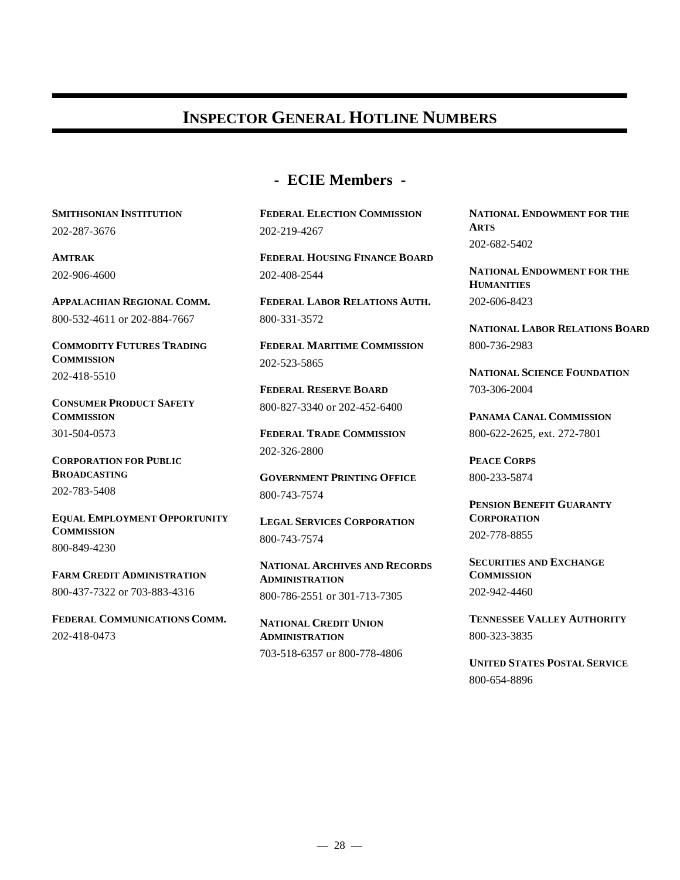# INSPECTOR GENERAL HOTLINE NUMBERS

## - ECIE Members -

**SMITHSONIAN INSTITUTION**
202-287-3676

**AMTRAK**
202-906-4600

**APPALACHIAN REGIONAL COMM.**
800-532-4611 or 202-884-7667

**COMMODITY FUTURES TRADING COMMISSION**
202-418-5510

**CONSUMER PRODUCT SAFETY COMMISSION**
301-504-0573

**CORPORATION FOR PUBLIC BROADCASTING**
202-783-5408

**EQUAL EMPLOYMENT OPPORTUNITY COMMISSION**
800-849-4230

**FARM CREDIT ADMINISTRATION**
800-437-7322 or 703-883-4316

**FEDERAL COMMUNICATIONS COMM.**
202-418-0473

**FEDERAL ELECTION COMMISSION**
202-219-4267

**FEDERAL HOUSING FINANCE BOARD**
202-408-2544

**FEDERAL LABOR RELATIONS AUTH.**
800-331-3572

**FEDERAL MARITIME COMMISSION**
202-523-5865

**FEDERAL RESERVE BOARD**
800-827-3340 or 202-452-6400

**FEDERAL TRADE COMMISSION**
202-326-2800

**GOVERNMENT PRINTING OFFICE**
800-743-7574

**LEGAL SERVICES CORPORATION**
800-743-7574

**NATIONAL ARCHIVES AND RECORDS ADMINISTRATION**
800-786-2551 or 301-713-7305

**NATIONAL CREDIT UNION ADMINISTRATION**
703-518-6357 or 800-778-4806

**NATIONAL ENDOWMENT FOR THE ARTS**
202-682-5402

**NATIONAL ENDOWMENT FOR THE HUMANITIES**
202-606-8423

**NATIONAL LABOR RELATIONS BOARD**
800-736-2983

**NATIONAL SCIENCE FOUNDATION**
703-306-2004

**PANAMA CANAL COMMISSION**
800-622-2625, ext. 272-7801

**PEACE CORPS**
800-233-5874

**PENSION BENEFIT GUARANTY CORPORATION**
202-778-8855

**SECURITIES AND EXCHANGE COMMISSION**
202-942-4460

**TENNESSEE VALLEY AUTHORITY**
800-323-3835

**UNITED STATES POSTAL SERVICE**
800-654-8896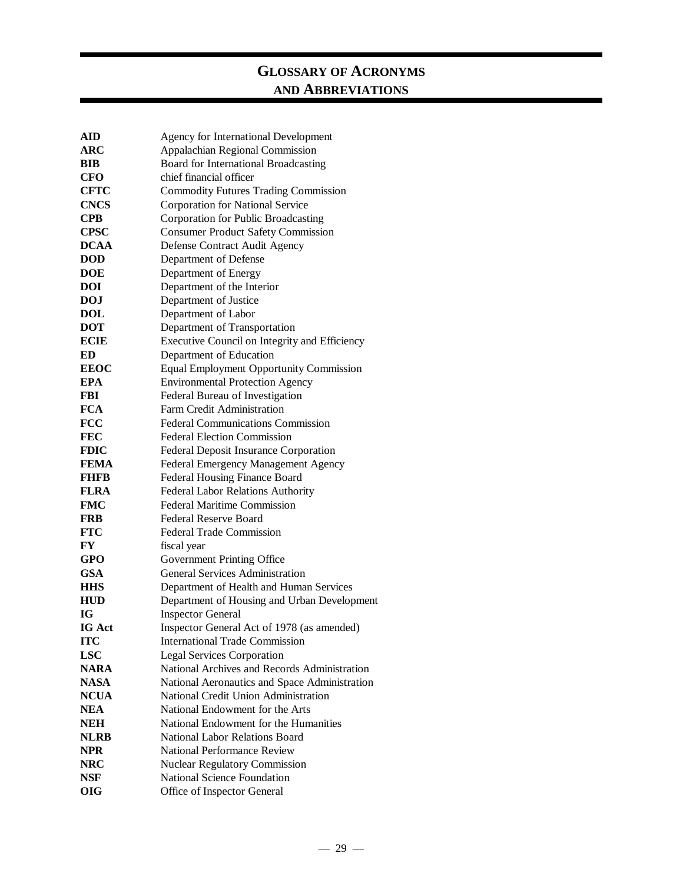# GLOSSARY OF ACRONYMS AND ABBREVIATIONS

| | |
|---|---|
| **AID** | Agency for International Development |
| **ARC** | Appalachian Regional Commission |
| **BIB** | Board for International Broadcasting |
| **CFO** | chief financial officer |
| **CFTC** | Commodity Futures Trading Commission |
| **CNCS** | Corporation for National Service |
| **CPB** | Corporation for Public Broadcasting |
| **CPSC** | Consumer Product Safety Commission |
| **DCAA** | Defense Contract Audit Agency |
| **DOD** | Department of Defense |
| **DOE** | Department of Energy |
| **DOI** | Department of the Interior |
| **DOJ** | Department of Justice |
| **DOL** | Department of Labor |
| **DOT** | Department of Transportation |
| **ECIE** | Executive Council on Integrity and Efficiency |
| **ED** | Department of Education |
| **EEOC** | Equal Employment Opportunity Commission |
| **EPA** | Environmental Protection Agency |
| **FBI** | Federal Bureau of Investigation |
| **FCA** | Farm Credit Administration |
| **FCC** | Federal Communications Commission |
| **FEC** | Federal Election Commission |
| **FDIC** | Federal Deposit Insurance Corporation |
| **FEMA** | Federal Emergency Management Agency |
| **FHFB** | Federal Housing Finance Board |
| **FLRA** | Federal Labor Relations Authority |
| **FMC** | Federal Maritime Commission |
| **FRB** | Federal Reserve Board |
| **FTC** | Federal Trade Commission |
| **FY** | fiscal year |
| **GPO** | Government Printing Office |
| **GSA** | General Services Administration |
| **HHS** | Department of Health and Human Services |
| **HUD** | Department of Housing and Urban Development |
| **IG** | Inspector General |
| **IG Act** | Inspector General Act of 1978 (as amended) |
| **ITC** | International Trade Commission |
| **LSC** | Legal Services Corporation |
| **NARA** | National Archives and Records Administration |
| **NASA** | National Aeronautics and Space Administration |
| **NCUA** | National Credit Union Administration |
| **NEA** | National Endowment for the Arts |
| **NEH** | National Endowment for the Humanities |
| **NLRB** | National Labor Relations Board |
| **NPR** | National Performance Review |
| **NRC** | Nuclear Regulatory Commission |
| **NSF** | National Science Foundation |
| **OIG** | Office of Inspector General |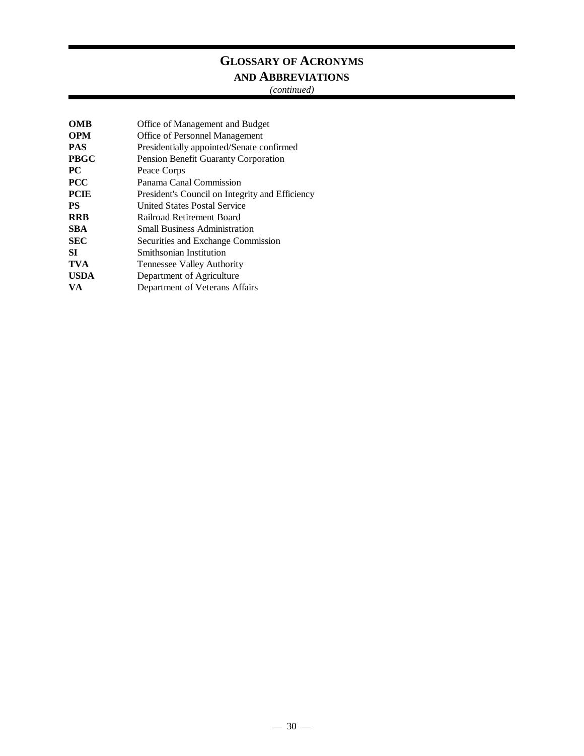# GLOSSARY OF ACRONYMS AND ABBREVIATIONS

*(continued)*

| | |
|---|---|
| **OMB** | Office of Management and Budget |
| **OPM** | Office of Personnel Management |
| **PAS** | Presidentially appointed/Senate confirmed |
| **PBGC** | Pension Benefit Guaranty Corporation |
| **PC** | Peace Corps |
| **PCC** | Panama Canal Commission |
| **PCIE** | President's Council on Integrity and Efficiency |
| **PS** | United States Postal Service |
| **RRB** | Railroad Retirement Board |
| **SBA** | Small Business Administration |
| **SEC** | Securities and Exchange Commission |
| **SI** | Smithsonian Institution |
| **TVA** | Tennessee Valley Authority |
| **USDA** | Department of Agriculture |
| **VA** | Department of Veterans Affairs |